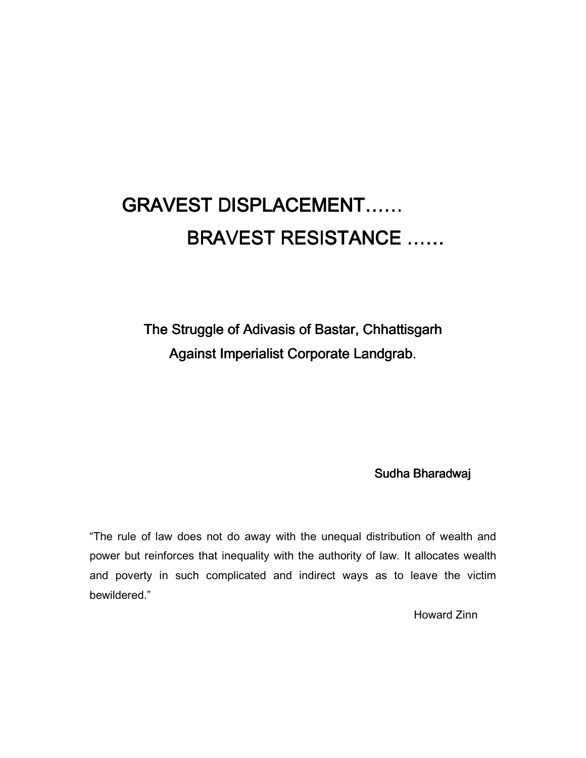# GRAVEST DISPLACEMENT……
# BRAVEST RESISTANCE ……

## The Struggle of Adivasis of Bastar, Chhattisgarh Against Imperialist Corporate Landgrab.

Sudha Bharadwaj

"The rule of law does not do away with the unequal distribution of wealth and power but reinforces that inequality with the authority of law. It allocates wealth and poverty in such complicated and indirect ways as to leave the victim bewildered."

Howard Zinn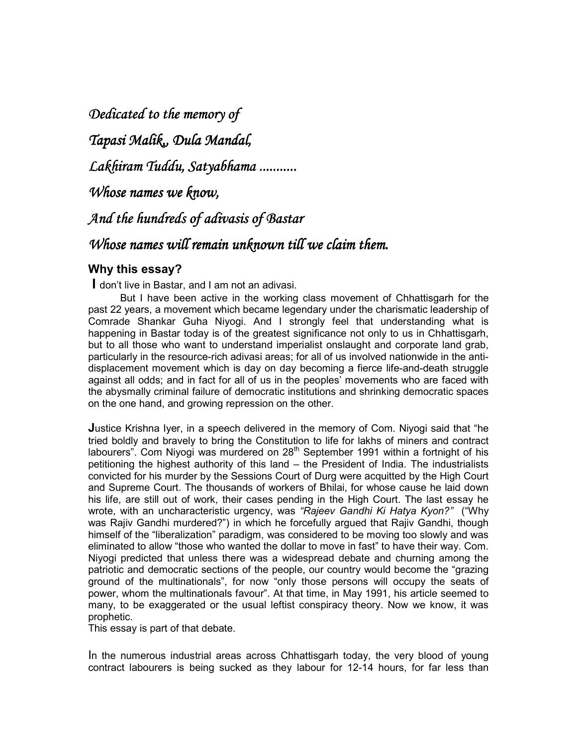*Dedicated to the memory of*

*Tapasi Malik,, Dula Mandal,*

*Lakhiram Tuddu, Satyabhama ..........*

*Whose names we know,*

*And the hundreds of adivasis of Bastar*

*Whose names will remain unknown till we claim them.*

## Why this essay?

**I** don't live in Bastar, and I am not an adivasi.

But I have been active in the working class movement of Chhattisgarh for the past 22 years, a movement which became legendary under the charismatic leadership of Comrade Shankar Guha Niyogi. And I strongly feel that understanding what is happening in Bastar today is of the greatest significance not only to us in Chhattisgarh, but to all those who want to understand imperialist onslaught and corporate land grab, particularly in the resource-rich adivasi areas; for all of us involved nationwide in the anti-displacement movement which is day on day becoming a fierce life-and-death struggle against all odds; and in fact for all of us in the peoples' movements who are faced with the abysmally criminal failure of democratic institutions and shrinking democratic spaces on the one hand, and growing repression on the other.

**J**ustice Krishna Iyer, in a speech delivered in the memory of Com. Niyogi said that "he tried boldly and bravely to bring the Constitution to life for lakhs of miners and contract labourers". Com Niyogi was murdered on 28th September 1991 within a fortnight of his petitioning the highest authority of this land – the President of India. The industrialists convicted for his murder by the Sessions Court of Durg were acquitted by the High Court and Supreme Court. The thousands of workers of Bhilai, for whose cause he laid down his life, are still out of work, their cases pending in the High Court. The last essay he wrote, with an uncharacteristic urgency, was *"Rajeev Gandhi Ki Hatya Kyon?"* ("Why was Rajiv Gandhi murdered?") in which he forcefully argued that Rajiv Gandhi, though himself of the "liberalization" paradigm, was considered to be moving too slowly and was eliminated to allow "those who wanted the dollar to move in fast" to have their way. Com. Niyogi predicted that unless there was a widespread debate and churning among the patriotic and democratic sections of the people, our country would become the "grazing ground of the multinationals", for now "only those persons will occupy the seats of power, whom the multinationals favour". At that time, in May 1991, his article seemed to many, to be exaggerated or the usual leftist conspiracy theory. Now we know, it was prophetic.

This essay is part of that debate.

In the numerous industrial areas across Chhattisgarh today, the very blood of young contract labourers is being sucked as they labour for 12-14 hours, for far less than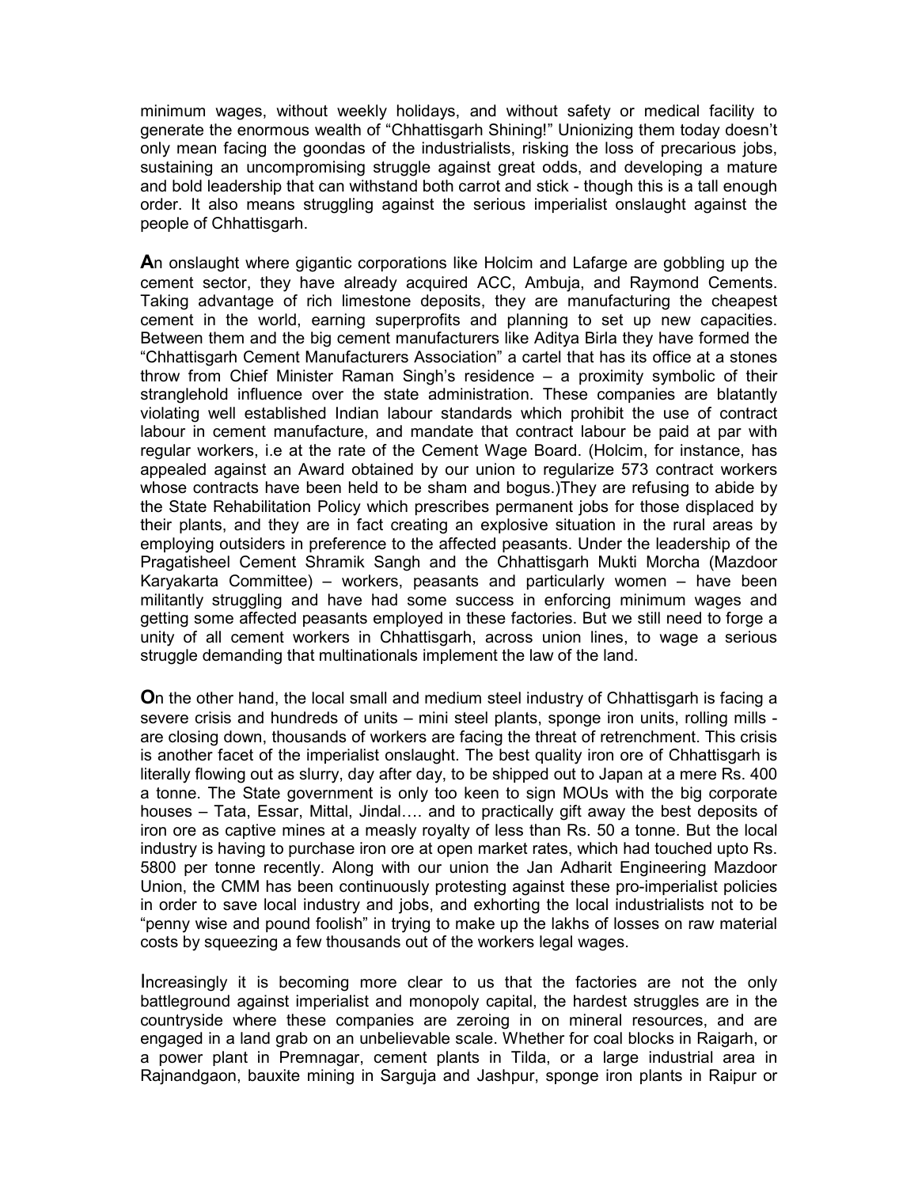minimum wages, without weekly holidays, and without safety or medical facility to generate the enormous wealth of "Chhattisgarh Shining!" Unionizing them today doesn't only mean facing the goondas of the industrialists, risking the loss of precarious jobs, sustaining an uncompromising struggle against great odds, and developing a mature and bold leadership that can withstand both carrot and stick - though this is a tall enough order. It also means struggling against the serious imperialist onslaught against the people of Chhattisgarh.

**A**n onslaught where gigantic corporations like Holcim and Lafarge are gobbling up the cement sector, they have already acquired ACC, Ambuja, and Raymond Cements. Taking advantage of rich limestone deposits, they are manufacturing the cheapest cement in the world, earning superprofits and planning to set up new capacities. Between them and the big cement manufacturers like Aditya Birla they have formed the "Chhattisgarh Cement Manufacturers Association" a cartel that has its office at a stones throw from Chief Minister Raman Singh's residence – a proximity symbolic of their stranglehold influence over the state administration. These companies are blatantly violating well established Indian labour standards which prohibit the use of contract labour in cement manufacture, and mandate that contract labour be paid at par with regular workers, i.e at the rate of the Cement Wage Board. (Holcim, for instance, has appealed against an Award obtained by our union to regularize 573 contract workers whose contracts have been held to be sham and bogus.)They are refusing to abide by the State Rehabilitation Policy which prescribes permanent jobs for those displaced by their plants, and they are in fact creating an explosive situation in the rural areas by employing outsiders in preference to the affected peasants. Under the leadership of the Pragatisheel Cement Shramik Sangh and the Chhattisgarh Mukti Morcha (Mazdoor Karyakarta Committee) – workers, peasants and particularly women – have been militantly struggling and have had some success in enforcing minimum wages and getting some affected peasants employed in these factories. But we still need to forge a unity of all cement workers in Chhattisgarh, across union lines, to wage a serious struggle demanding that multinationals implement the law of the land.

**O**n the other hand, the local small and medium steel industry of Chhattisgarh is facing a severe crisis and hundreds of units – mini steel plants, sponge iron units, rolling mills - are closing down, thousands of workers are facing the threat of retrenchment. This crisis is another facet of the imperialist onslaught. The best quality iron ore of Chhattisgarh is literally flowing out as slurry, day after day, to be shipped out to Japan at a mere Rs. 400 a tonne. The State government is only too keen to sign MOUs with the big corporate houses – Tata, Essar, Mittal, Jindal…. and to practically gift away the best deposits of iron ore as captive mines at a measly royalty of less than Rs. 50 a tonne. But the local industry is having to purchase iron ore at open market rates, which had touched upto Rs. 5800 per tonne recently. Along with our union the Jan Adharit Engineering Mazdoor Union, the CMM has been continuously protesting against these pro-imperialist policies in order to save local industry and jobs, and exhorting the local industrialists not to be "penny wise and pound foolish" in trying to make up the lakhs of losses on raw material costs by squeezing a few thousands out of the workers legal wages.

**I**ncreasingly it is becoming more clear to us that the factories are not the only battleground against imperialist and monopoly capital, the hardest struggles are in the countryside where these companies are zeroing in on mineral resources, and are engaged in a land grab on an unbelievable scale. Whether for coal blocks in Raigarh, or a power plant in Premnagar, cement plants in Tilda, or a large industrial area in Rajnandgaon, bauxite mining in Sarguja and Jashpur, sponge iron plants in Raipur or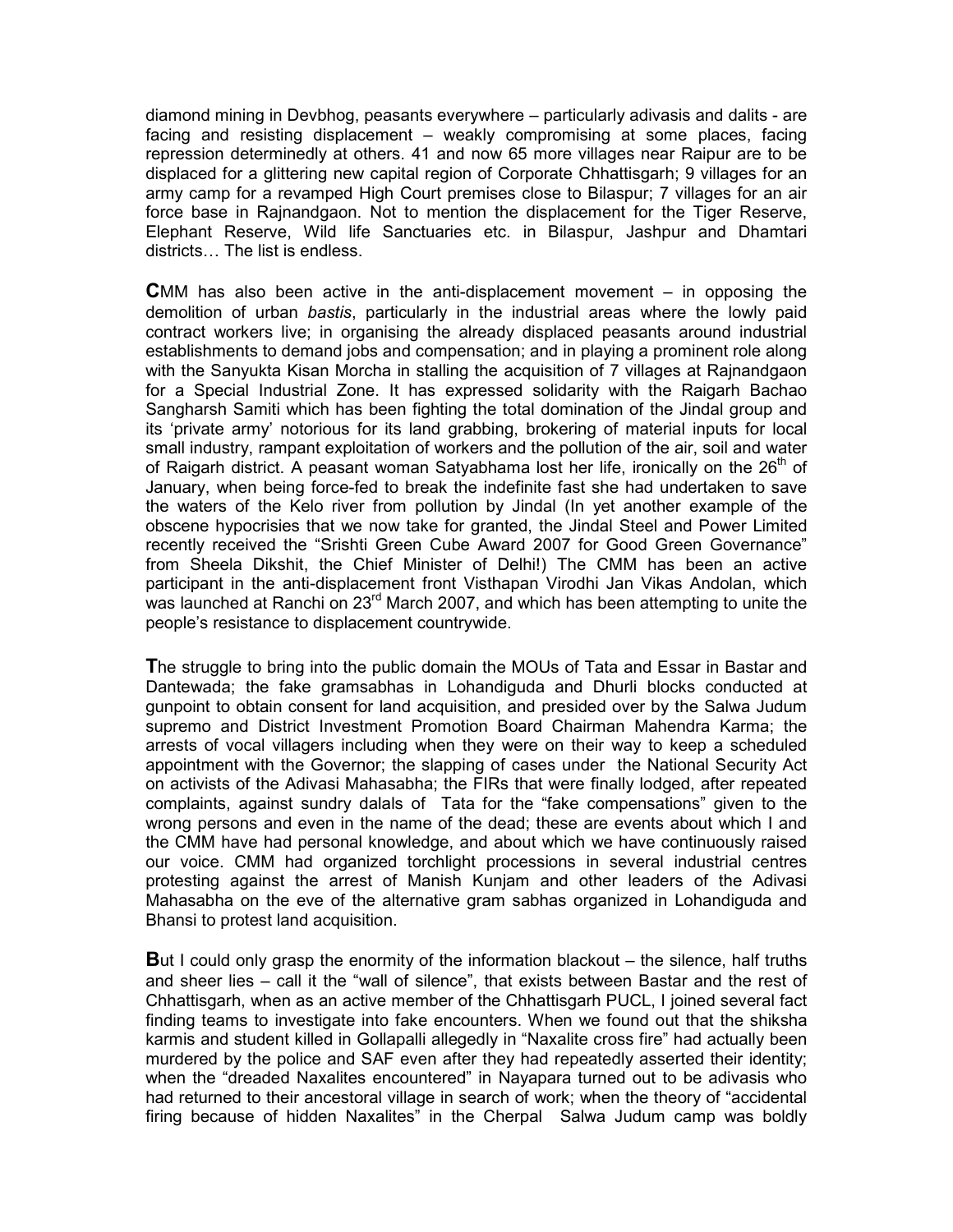diamond mining in Devbhog, peasants everywhere – particularly adivasis and dalits - are facing and resisting displacement – weakly compromising at some places, facing repression determinedly at others. 41 and now 65 more villages near Raipur are to be displaced for a glittering new capital region of Corporate Chhattisgarh; 9 villages for an army camp for a revamped High Court premises close to Bilaspur; 7 villages for an air force base in Rajnandgaon. Not to mention the displacement for the Tiger Reserve, Elephant Reserve, Wild life Sanctuaries etc. in Bilaspur, Jashpur and Dhamtari districts… The list is endless.

**C**MM has also been active in the anti-displacement movement – in opposing the demolition of urban *bastis*, particularly in the industrial areas where the lowly paid contract workers live; in organising the already displaced peasants around industrial establishments to demand jobs and compensation; and in playing a prominent role along with the Sanyukta Kisan Morcha in stalling the acquisition of 7 villages at Rajnandgaon for a Special Industrial Zone. It has expressed solidarity with the Raigarh Bachao Sangharsh Samiti which has been fighting the total domination of the Jindal group and its 'private army' notorious for its land grabbing, brokering of material inputs for local small industry, rampant exploitation of workers and the pollution of the air, soil and water of Raigarh district. A peasant woman Satyabhama lost her life, ironically on the 26th of January, when being force-fed to break the indefinite fast she had undertaken to save the waters of the Kelo river from pollution by Jindal (In yet another example of the obscene hypocrisies that we now take for granted, the Jindal Steel and Power Limited recently received the "Srishti Green Cube Award 2007 for Good Green Governance" from Sheela Dikshit, the Chief Minister of Delhi!) The CMM has been an active participant in the anti-displacement front Visthapan Virodhi Jan Vikas Andolan, which was launched at Ranchi on 23rd March 2007, and which has been attempting to unite the people's resistance to displacement countrywide.

**T**he struggle to bring into the public domain the MOUs of Tata and Essar in Bastar and Dantewada; the fake gramsabhas in Lohandiguda and Dhurli blocks conducted at gunpoint to obtain consent for land acquisition, and presided over by the Salwa Judum supremo and District Investment Promotion Board Chairman Mahendra Karma; the arrests of vocal villagers including when they were on their way to keep a scheduled appointment with the Governor; the slapping of cases under the National Security Act on activists of the Adivasi Mahasabha; the FIRs that were finally lodged, after repeated complaints, against sundry dalals of Tata for the "fake compensations" given to the wrong persons and even in the name of the dead; these are events about which I and the CMM have had personal knowledge, and about which we have continuously raised our voice. CMM had organized torchlight processions in several industrial centres protesting against the arrest of Manish Kunjam and other leaders of the Adivasi Mahasabha on the eve of the alternative gram sabhas organized in Lohandiguda and Bhansi to protest land acquisition.

**B**ut I could only grasp the enormity of the information blackout – the silence, half truths and sheer lies – call it the "wall of silence", that exists between Bastar and the rest of Chhattisgarh, when as an active member of the Chhattisgarh PUCL, I joined several fact finding teams to investigate into fake encounters. When we found out that the shiksha karmis and student killed in Gollapalli allegedly in "Naxalite cross fire" had actually been murdered by the police and SAF even after they had repeatedly asserted their identity; when the "dreaded Naxalites encountered" in Nayapara turned out to be adivasis who had returned to their ancestoral village in search of work; when the theory of "accidental firing because of hidden Naxalites" in the Cherpal Salwa Judum camp was boldly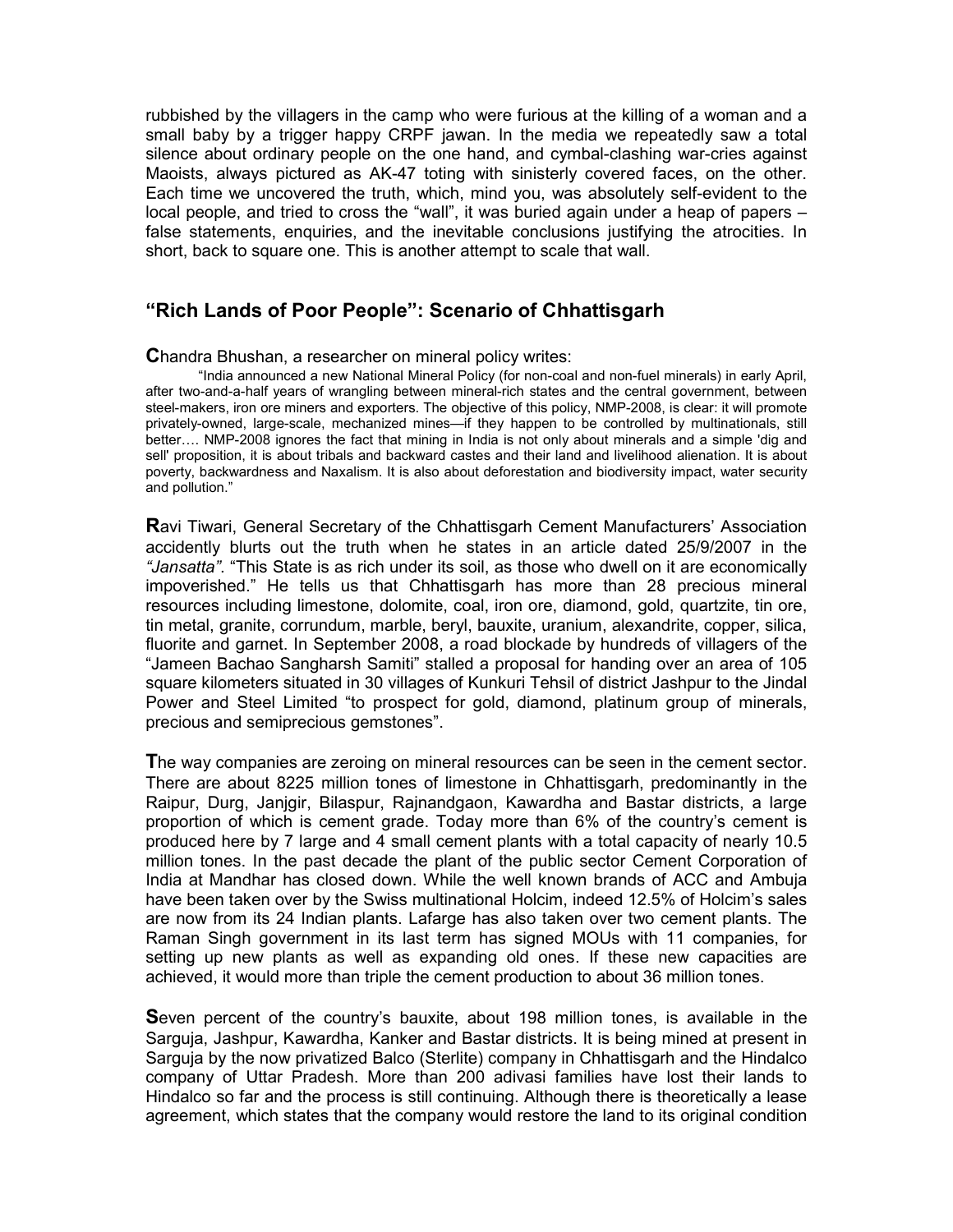rubbished by the villagers in the camp who were furious at the killing of a woman and a small baby by a trigger happy CRPF jawan. In the media we repeatedly saw a total silence about ordinary people on the one hand, and cymbal-clashing war-cries against Maoists, always pictured as AK-47 toting with sinisterly covered faces, on the other. Each time we uncovered the truth, which, mind you, was absolutely self-evident to the local people, and tried to cross the "wall", it was buried again under a heap of papers – false statements, enquiries, and the inevitable conclusions justifying the atrocities. In short, back to square one. This is another attempt to scale that wall.

## "Rich Lands of Poor People": Scenario of Chhattisgarh

**C**handra Bhushan, a researcher on mineral policy writes:

> "India announced a new National Mineral Policy (for non-coal and non-fuel minerals) in early April, after two-and-a-half years of wrangling between mineral-rich states and the central government, between steel-makers, iron ore miners and exporters. The objective of this policy, NMP-2008, is clear: it will promote privately-owned, large-scale, mechanized mines—if they happen to be controlled by multinationals, still better…. NMP-2008 ignores the fact that mining in India is not only about minerals and a simple 'dig and sell' proposition, it is about tribals and backward castes and their land and livelihood alienation. It is about poverty, backwardness and Naxalism. It is also about deforestation and biodiversity impact, water security and pollution."

**R**avi Tiwari, General Secretary of the Chhattisgarh Cement Manufacturers' Association accidently blurts out the truth when he states in an article dated 25/9/2007 in the *"Jansatta"*. "This State is as rich under its soil, as those who dwell on it are economically impoverished." He tells us that Chhattisgarh has more than 28 precious mineral resources including limestone, dolomite, coal, iron ore, diamond, gold, quartzite, tin ore, tin metal, granite, corrundum, marble, beryl, bauxite, uranium, alexandrite, copper, silica, fluorite and garnet. In September 2008, a road blockade by hundreds of villagers of the "Jameen Bachao Sangharsh Samiti" stalled a proposal for handing over an area of 105 square kilometers situated in 30 villages of Kunkuri Tehsil of district Jashpur to the Jindal Power and Steel Limited "to prospect for gold, diamond, platinum group of minerals, precious and semiprecious gemstones".

**T**he way companies are zeroing on mineral resources can be seen in the cement sector. There are about 8225 million tones of limestone in Chhattisgarh, predominantly in the Raipur, Durg, Janjgir, Bilaspur, Rajnandgaon, Kawardha and Bastar districts, a large proportion of which is cement grade. Today more than 6% of the country's cement is produced here by 7 large and 4 small cement plants with a total capacity of nearly 10.5 million tones. In the past decade the plant of the public sector Cement Corporation of India at Mandhar has closed down. While the well known brands of ACC and Ambuja have been taken over by the Swiss multinational Holcim, indeed 12.5% of Holcim's sales are now from its 24 Indian plants. Lafarge has also taken over two cement plants. The Raman Singh government in its last term has signed MOUs with 11 companies, for setting up new plants as well as expanding old ones. If these new capacities are achieved, it would more than triple the cement production to about 36 million tones.

**S**even percent of the country's bauxite, about 198 million tones, is available in the Sarguja, Jashpur, Kawardha, Kanker and Bastar districts. It is being mined at present in Sarguja by the now privatized Balco (Sterlite) company in Chhattisgarh and the Hindalco company of Uttar Pradesh. More than 200 adivasi families have lost their lands to Hindalco so far and the process is still continuing. Although there is theoretically a lease agreement, which states that the company would restore the land to its original condition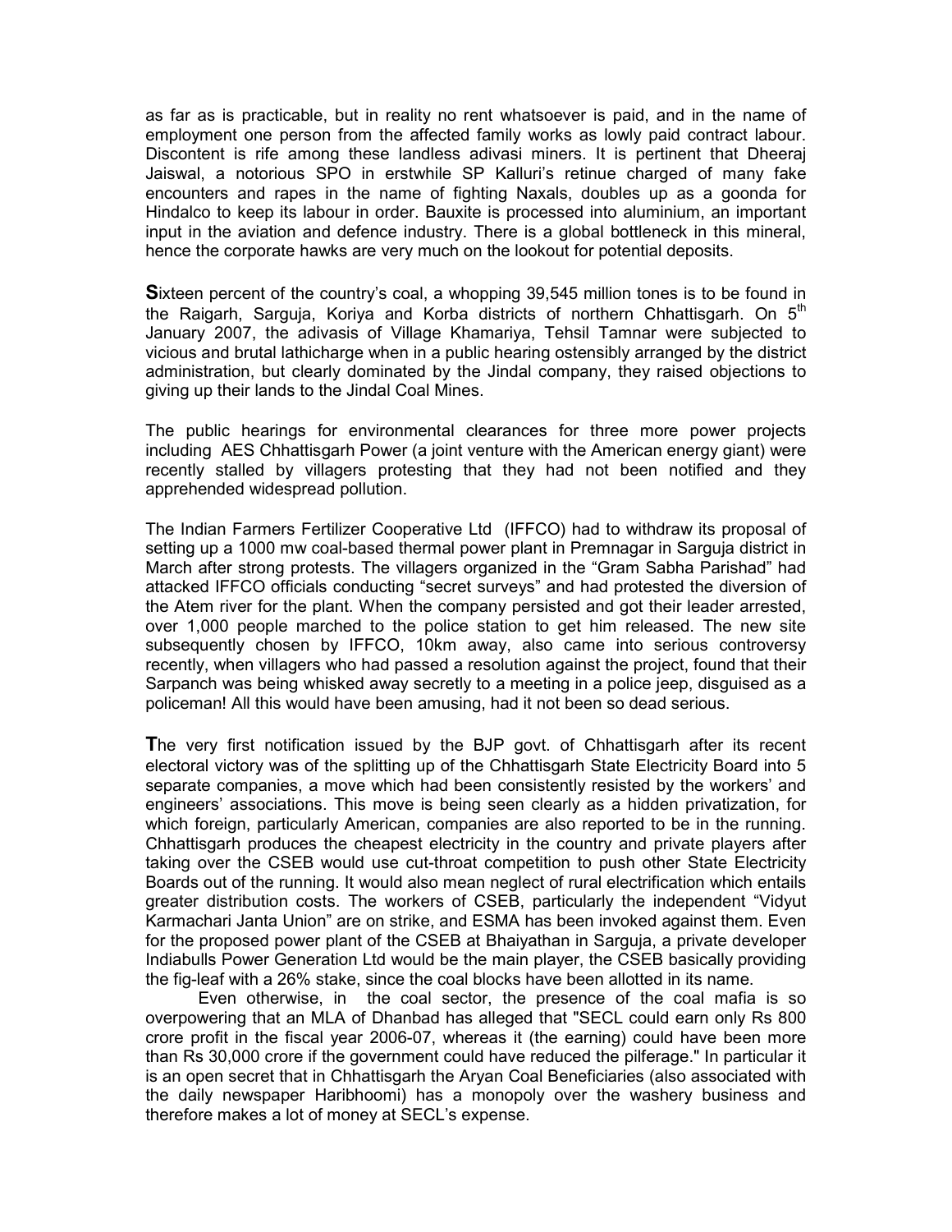as far as is practicable, but in reality no rent whatsoever is paid, and in the name of employment one person from the affected family works as lowly paid contract labour. Discontent is rife among these landless adivasi miners. It is pertinent that Dheeraj Jaiswal, a notorious SPO in erstwhile SP Kalluri's retinue charged of many fake encounters and rapes in the name of fighting Naxals, doubles up as a goonda for Hindalco to keep its labour in order. Bauxite is processed into aluminium, an important input in the aviation and defence industry. There is a global bottleneck in this mineral, hence the corporate hawks are very much on the lookout for potential deposits.

**S**ixteen percent of the country's coal, a whopping 39,545 million tones is to be found in the Raigarh, Sarguja, Koriya and Korba districts of northern Chhattisgarh. On 5th January 2007, the adivasis of Village Khamariya, Tehsil Tamnar were subjected to vicious and brutal lathicharge when in a public hearing ostensibly arranged by the district administration, but clearly dominated by the Jindal company, they raised objections to giving up their lands to the Jindal Coal Mines.

The public hearings for environmental clearances for three more power projects including AES Chhattisgarh Power (a joint venture with the American energy giant) were recently stalled by villagers protesting that they had not been notified and they apprehended widespread pollution.

The Indian Farmers Fertilizer Cooperative Ltd (IFFCO) had to withdraw its proposal of setting up a 1000 mw coal-based thermal power plant in Premnagar in Sarguja district in March after strong protests. The villagers organized in the "Gram Sabha Parishad" had attacked IFFCO officials conducting "secret surveys" and had protested the diversion of the Atem river for the plant. When the company persisted and got their leader arrested, over 1,000 people marched to the police station to get him released. The new site subsequently chosen by IFFCO, 10km away, also came into serious controversy recently, when villagers who had passed a resolution against the project, found that their Sarpanch was being whisked away secretly to a meeting in a police jeep, disguised as a policeman! All this would have been amusing, had it not been so dead serious.

**T**he very first notification issued by the BJP govt. of Chhattisgarh after its recent electoral victory was of the splitting up of the Chhattisgarh State Electricity Board into 5 separate companies, a move which had been consistently resisted by the workers' and engineers' associations. This move is being seen clearly as a hidden privatization, for which foreign, particularly American, companies are also reported to be in the running. Chhattisgarh produces the cheapest electricity in the country and private players after taking over the CSEB would use cut-throat competition to push other State Electricity Boards out of the running. It would also mean neglect of rural electrification which entails greater distribution costs. The workers of CSEB, particularly the independent "Vidyut Karmachari Janta Union" are on strike, and ESMA has been invoked against them. Even for the proposed power plant of the CSEB at Bhaiyathan in Sarguja, a private developer Indiabulls Power Generation Ltd would be the main player, the CSEB basically providing the fig-leaf with a 26% stake, since the coal blocks have been allotted in its name.

Even otherwise, in the coal sector, the presence of the coal mafia is so overpowering that an MLA of Dhanbad has alleged that "SECL could earn only Rs 800 crore profit in the fiscal year 2006-07, whereas it (the earning) could have been more than Rs 30,000 crore if the government could have reduced the pilferage." In particular it is an open secret that in Chhattisgarh the Aryan Coal Beneficiaries (also associated with the daily newspaper Haribhoomi) has a monopoly over the washery business and therefore makes a lot of money at SECL's expense.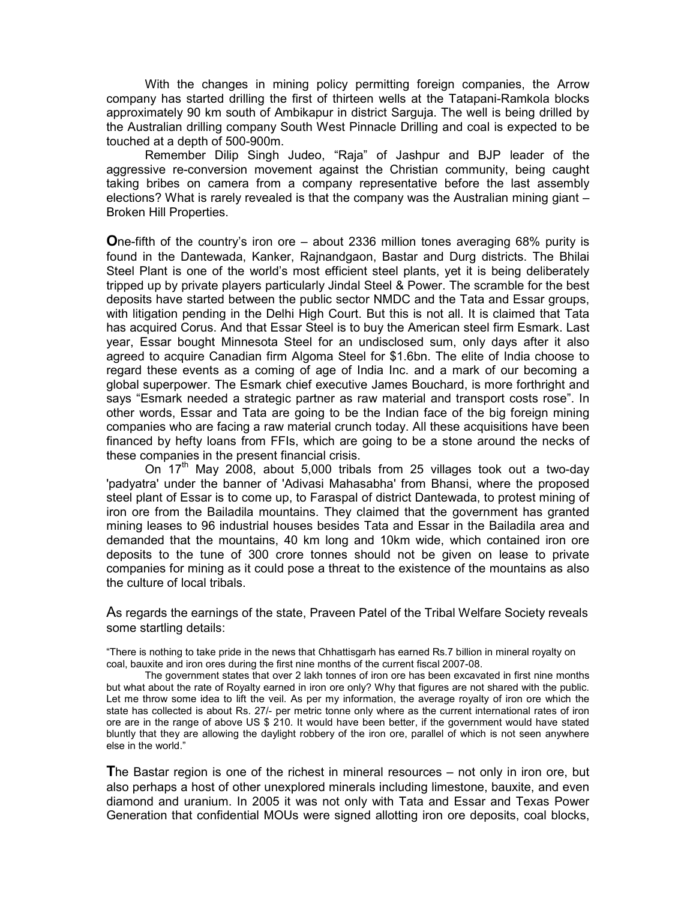With the changes in mining policy permitting foreign companies, the Arrow company has started drilling the first of thirteen wells at the Tatapani-Ramkola blocks approximately 90 km south of Ambikapur in district Sarguja. The well is being drilled by the Australian drilling company South West Pinnacle Drilling and coal is expected to be touched at a depth of 500-900m.

Remember Dilip Singh Judeo, "Raja" of Jashpur and BJP leader of the aggressive re-conversion movement against the Christian community, being caught taking bribes on camera from a company representative before the last assembly elections? What is rarely revealed is that the company was the Australian mining giant – Broken Hill Properties.

**O**ne-fifth of the country's iron ore – about 2336 million tones averaging 68% purity is found in the Dantewada, Kanker, Rajnandgaon, Bastar and Durg districts. The Bhilai Steel Plant is one of the world's most efficient steel plants, yet it is being deliberately tripped up by private players particularly Jindal Steel & Power. The scramble for the best deposits have started between the public sector NMDC and the Tata and Essar groups, with litigation pending in the Delhi High Court. But this is not all. It is claimed that Tata has acquired Corus. And that Essar Steel is to buy the American steel firm Esmark. Last year, Essar bought Minnesota Steel for an undisclosed sum, only days after it also agreed to acquire Canadian firm Algoma Steel for $1.6bn. The elite of India choose to regard these events as a coming of age of India Inc. and a mark of our becoming a global superpower. The Esmark chief executive James Bouchard, is more forthright and says "Esmark needed a strategic partner as raw material and transport costs rose". In other words, Essar and Tata are going to be the Indian face of the big foreign mining companies who are facing a raw material crunch today. All these acquisitions have been financed by hefty loans from FFIs, which are going to be a stone around the necks of these companies in the present financial crisis.

On 17th May 2008, about 5,000 tribals from 25 villages took out a two-day 'padyatra' under the banner of 'Adivasi Mahasabha' from Bhansi, where the proposed steel plant of Essar is to come up, to Faraspal of district Dantewada, to protest mining of iron ore from the Bailadila mountains. They claimed that the government has granted mining leases to 96 industrial houses besides Tata and Essar in the Bailadila area and demanded that the mountains, 40 km long and 10km wide, which contained iron ore deposits to the tune of 300 crore tonnes should not be given on lease to private companies for mining as it could pose a threat to the existence of the mountains as also the culture of local tribals.

As regards the earnings of the state, Praveen Patel of the Tribal Welfare Society reveals some startling details:

> "There is nothing to take pride in the news that Chhattisgarh has earned Rs.7 billion in mineral royalty on coal, bauxite and iron ores during the first nine months of the current fiscal 2007-08.
>
> The government states that over 2 lakh tonnes of iron ore has been excavated in first nine months but what about the rate of Royalty earned in iron ore only? Why that figures are not shared with the public. Let me throw some idea to lift the veil. As per my information, the average royalty of iron ore which the state has collected is about Rs. 27/- per metric tonne only where as the current international rates of iron ore are in the range of above US $ 210. It would have been better, if the government would have stated bluntly that they are allowing the daylight robbery of the iron ore, parallel of which is not seen anywhere else in the world."

**T**he Bastar region is one of the richest in mineral resources – not only in iron ore, but also perhaps a host of other unexplored minerals including limestone, bauxite, and even diamond and uranium. In 2005 it was not only with Tata and Essar and Texas Power Generation that confidential MOUs were signed allotting iron ore deposits, coal blocks,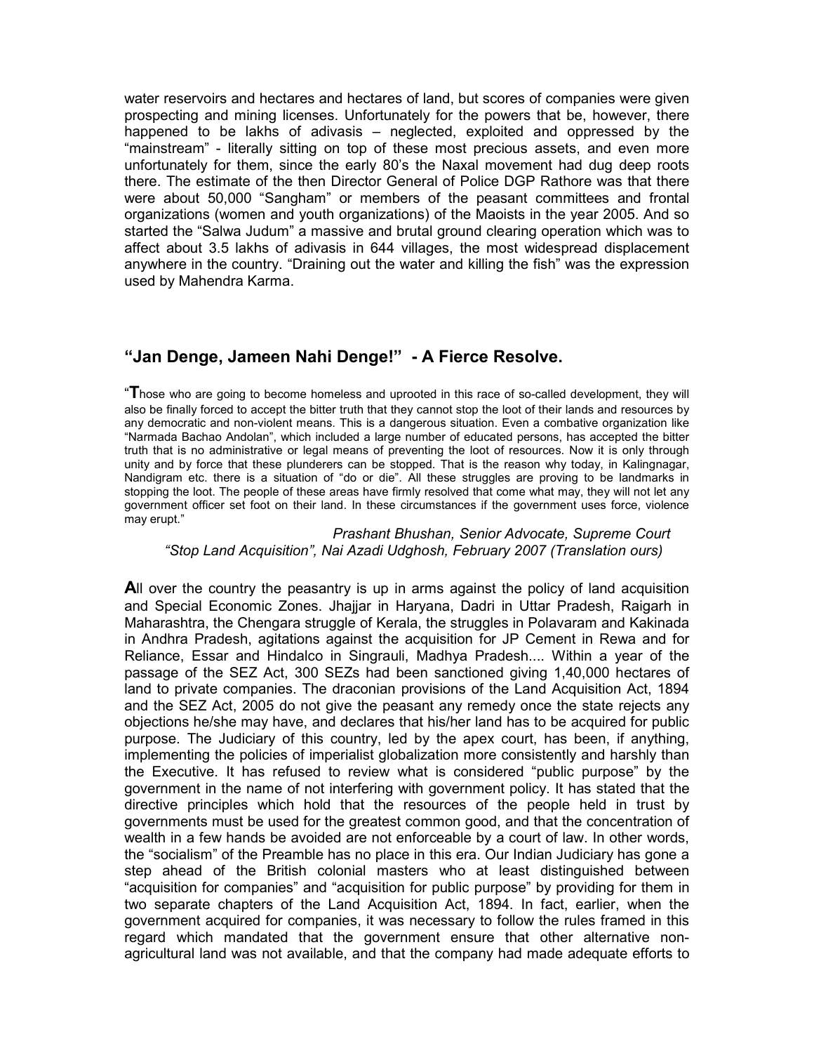water reservoirs and hectares and hectares of land, but scores of companies were given prospecting and mining licenses. Unfortunately for the powers that be, however, there happened to be lakhs of adivasis – neglected, exploited and oppressed by the "mainstream" - literally sitting on top of these most precious assets, and even more unfortunately for them, since the early 80's the Naxal movement had dug deep roots there. The estimate of the then Director General of Police DGP Rathore was that there were about 50,000 "Sangham" or members of the peasant committees and frontal organizations (women and youth organizations) of the Maoists in the year 2005. And so started the "Salwa Judum" a massive and brutal ground clearing operation which was to affect about 3.5 lakhs of adivasis in 644 villages, the most widespread displacement anywhere in the country. "Draining out the water and killing the fish" was the expression used by Mahendra Karma.

## "Jan Denge, Jameen Nahi Denge!" - A Fierce Resolve.

"**T**hose who are going to become homeless and uprooted in this race of so-called development, they will also be finally forced to accept the bitter truth that they cannot stop the loot of their lands and resources by any democratic and non-violent means. This is a dangerous situation. Even a combative organization like "Narmada Bachao Andolan", which included a large number of educated persons, has accepted the bitter truth that is no administrative or legal means of preventing the loot of resources. Now it is only through unity and by force that these plunderers can be stopped. That is the reason why today, in Kalingnagar, Nandigram etc. there is a situation of "do or die". All these struggles are proving to be landmarks in stopping the loot. The people of these areas have firmly resolved that come what may, they will not let any government officer set foot on their land. In these circumstances if the government uses force, violence may erupt."

*Prashant Bhushan, Senior Advocate, Supreme Court*
*"Stop Land Acquisition", Nai Azadi Udghosh, February 2007 (Translation ours)*

**A**ll over the country the peasantry is up in arms against the policy of land acquisition and Special Economic Zones. Jhajjar in Haryana, Dadri in Uttar Pradesh, Raigarh in Maharashtra, the Chengara struggle of Kerala, the struggles in Polavaram and Kakinada in Andhra Pradesh, agitations against the acquisition for JP Cement in Rewa and for Reliance, Essar and Hindalco in Singrauli, Madhya Pradesh.... Within a year of the passage of the SEZ Act, 300 SEZs had been sanctioned giving 1,40,000 hectares of land to private companies. The draconian provisions of the Land Acquisition Act, 1894 and the SEZ Act, 2005 do not give the peasant any remedy once the state rejects any objections he/she may have, and declares that his/her land has to be acquired for public purpose. The Judiciary of this country, led by the apex court, has been, if anything, implementing the policies of imperialist globalization more consistently and harshly than the Executive. It has refused to review what is considered "public purpose" by the government in the name of not interfering with government policy. It has stated that the directive principles which hold that the resources of the people held in trust by governments must be used for the greatest common good, and that the concentration of wealth in a few hands be avoided are not enforceable by a court of law. In other words, the "socialism" of the Preamble has no place in this era. Our Indian Judiciary has gone a step ahead of the British colonial masters who at least distinguished between "acquisition for companies" and "acquisition for public purpose" by providing for them in two separate chapters of the Land Acquisition Act, 1894. In fact, earlier, when the government acquired for companies, it was necessary to follow the rules framed in this regard which mandated that the government ensure that other alternative non-agricultural land was not available, and that the company had made adequate efforts to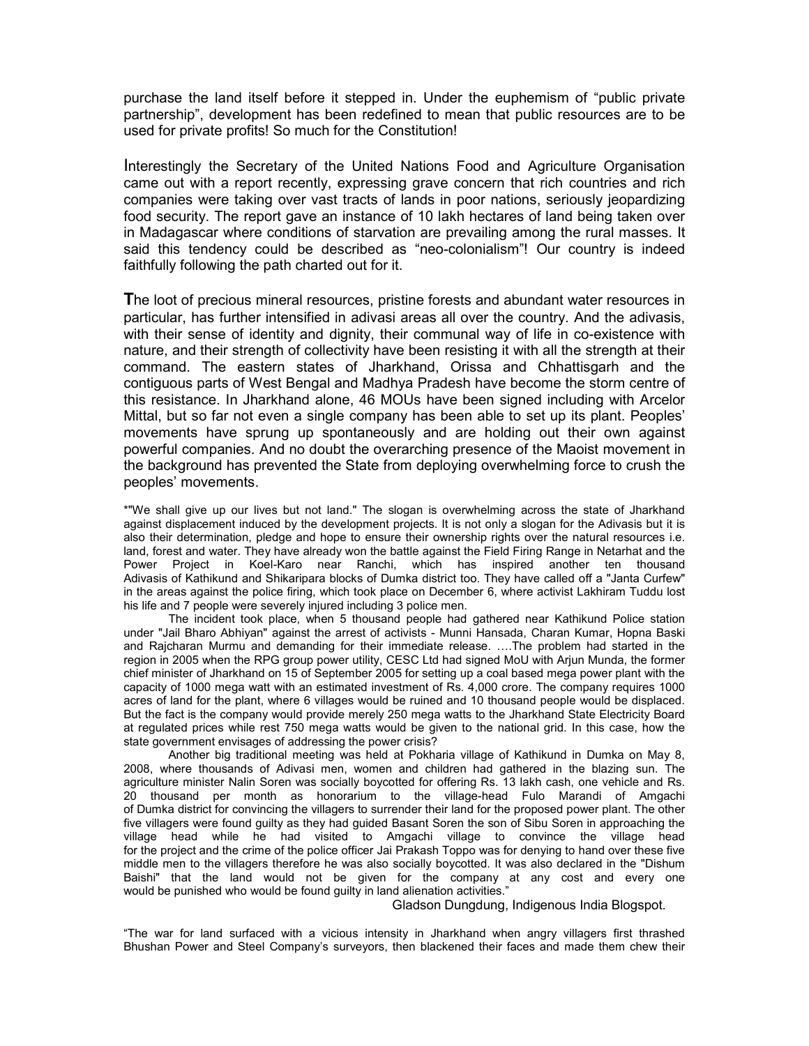purchase the land itself before it stepped in. Under the euphemism of "public private partnership", development has been redefined to mean that public resources are to be used for private profits! So much for the Constitution!

Interestingly the Secretary of the United Nations Food and Agriculture Organisation came out with a report recently, expressing grave concern that rich countries and rich companies were taking over vast tracts of lands in poor nations, seriously jeopardizing food security. The report gave an instance of 10 lakh hectares of land being taken over in Madagascar where conditions of starvation are prevailing among the rural masses. It said this tendency could be described as "neo-colonialism"! Our country is indeed faithfully following the path charted out for it.

**T**he loot of precious mineral resources, pristine forests and abundant water resources in particular, has further intensified in adivasi areas all over the country. And the adivasis, with their sense of identity and dignity, their communal way of life in co-existence with nature, and their strength of collectivity have been resisting it with all the strength at their command. The eastern states of Jharkhand, Orissa and Chhattisgarh and the contiguous parts of West Bengal and Madhya Pradesh have become the storm centre of this resistance. In Jharkhand alone, 46 MOUs have been signed including with Arcelor Mittal, but so far not even a single company has been able to set up its plant. Peoples' movements have sprung up spontaneously and are holding out their own against powerful companies. And no doubt the overarching presence of the Maoist movement in the background has prevented the State from deploying overwhelming force to crush the peoples' movements.

*"We shall give up our lives but not land." The slogan is overwhelming across the state of Jharkhand against displacement induced by the development projects. It is not only a slogan for the Adivasis but it is also their determination, pledge and hope to ensure their ownership rights over the natural resources i.e. land, forest and water. They have already won the battle against the Field Firing Range in Netarhat and the Power Project in Koel-Karo near Ranchi, which has inspired another ten thousand Adivasis of Kathikund and Shikaripara blocks of Dumka district too. They have called off a "Janta Curfew" in the areas against the police firing, which took place on December 6, where activist Lakhiram Tuddu lost his life and 7 people were severely injured including 3 police men.

The incident took place, when 5 thousand people had gathered near Kathikund Police station under "Jail Bharo Abhiyan" against the arrest of activists - Munni Hansada, Charan Kumar, Hopna Baski and Rajcharan Murmu and demanding for their immediate release. ….The problem had started in the region in 2005 when the RPG group power utility, CESC Ltd had signed MoU with Arjun Munda, the former chief minister of Jharkhand on 15 of September 2005 for setting up a coal based mega power plant with the capacity of 1000 mega watt with an estimated investment of Rs. 4,000 crore. The company requires 1000 acres of land for the plant, where 6 villages would be ruined and 10 thousand people would be displaced. But the fact is the company would provide merely 250 mega watts to the Jharkhand State Electricity Board at regulated prices while rest 750 mega watts would be given to the national grid. In this case, how the state government envisages of addressing the power crisis?

Another big traditional meeting was held at Pokharia village of Kathikund in Dumka on May 8, 2008, where thousands of Adivasi men, women and children had gathered in the blazing sun. The agriculture minister Nalin Soren was socially boycotted for offering Rs. 13 lakh cash, one vehicle and Rs. 20 thousand per month as honorarium to the village-head Fulo Marandi of Amgachi of Dumka district for convincing the villagers to surrender their land for the proposed power plant. The other five villagers were found guilty as they had guided Basant Soren the son of Sibu Soren in approaching the village head while he had visited to Amgachi village to convince the village head for the project and the crime of the police officer Jai Prakash Toppo was for denying to hand over these five middle men to the villagers therefore he was also socially boycotted. It was also declared in the "Dishum Baishi" that the land would not be given for the company at any cost and every one would be punished who would be found guilty in land alienation activities."

Gladson Dungdung, Indigenous India Blogspot.

"The war for land surfaced with a vicious intensity in Jharkhand when angry villagers first thrashed Bhushan Power and Steel Company's surveyors, then blackened their faces and made them chew their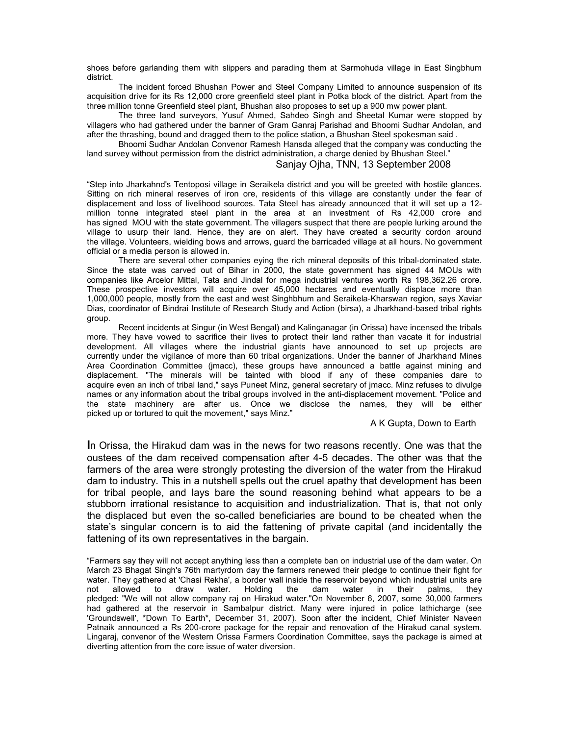shoes before garlanding them with slippers and parading them at Sarmohuda village in East Singbhum district.

The incident forced Bhushan Power and Steel Company Limited to announce suspension of its acquisition drive for its Rs 12,000 crore greenfield steel plant in Potka block of the district. Apart from the three million tonne Greenfield steel plant, Bhushan also proposes to set up a 900 mw power plant.

The three land surveyors, Yusuf Ahmed, Sahdeo Singh and Sheetal Kumar were stopped by villagers who had gathered under the banner of Gram Ganraj Parishad and Bhoomi Sudhar Andolan, and after the thrashing, bound and dragged them to the police station, a Bhushan Steel spokesman said .

Bhoomi Sudhar Andolan Convenor Ramesh Hansda alleged that the company was conducting the land survey without permission from the district administration, a charge denied by Bhushan Steel."

Sanjay Ojha, TNN, 13 September 2008

"Step into Jharkahnd's Tentoposi village in Seraikela district and you will be greeted with hostile glances. Sitting on rich mineral reserves of iron ore, residents of this village are constantly under the fear of displacement and loss of livelihood sources. Tata Steel has already announced that it will set up a 12-million tonne integrated steel plant in the area at an investment of Rs 42,000 crore and has signed MOU with the state government. The villagers suspect that there are people lurking around the village to usurp their land. Hence, they are on alert. They have created a security cordon around the village. Volunteers, wielding bows and arrows, guard the barricaded village at all hours. No government official or a media person is allowed in.

There are several other companies eying the rich mineral deposits of this tribal-dominated state. Since the state was carved out of Bihar in 2000, the state government has signed 44 MOUs with companies like Arcelor Mittal, Tata and Jindal for mega industrial ventures worth Rs 198,362.26 crore. These prospective investors will acquire over 45,000 hectares and eventually displace more than 1,000,000 people, mostly from the east and west Singhbhum and Seraikela-Kharswan region, says Xaviar Dias, coordinator of Bindrai Institute of Research Study and Action (birsa), a Jharkhand-based tribal rights group.

Recent incidents at Singur (in West Bengal) and Kalinganagar (in Orissa) have incensed the tribals more. They have vowed to sacrifice their lives to protect their land rather than vacate it for industrial development. All villages where the industrial giants have announced to set up projects are currently under the vigilance of more than 60 tribal organizations. Under the banner of Jharkhand Mines Area Coordination Committee (jmacc), these groups have announced a battle against mining and displacement. "The minerals will be tainted with blood if any of these companies dare to acquire even an inch of tribal land," says Puneet Minz, general secretary of jmacc. Minz refuses to divulge names or any information about the tribal groups involved in the anti-displacement movement. "Police and the state machinery are after us. Once we disclose the names, they will be either picked up or tortured to quit the movement," says Minz."

A K Gupta, Down to Earth

**I**n Orissa, the Hirakud dam was in the news for two reasons recently. One was that the oustees of the dam received compensation after 4-5 decades. The other was that the farmers of the area were strongly protesting the diversion of the water from the Hirakud dam to industry. This in a nutshell spells out the cruel apathy that development has been for tribal people, and lays bare the sound reasoning behind what appears to be a stubborn irrational resistance to acquisition and industrialization. That is, that not only the displaced but even the so-called beneficiaries are bound to be cheated when the state's singular concern is to aid the fattening of private capital (and incidentally the fattening of its own representatives in the bargain.

"Farmers say they will not accept anything less than a complete ban on industrial use of the dam water. On March 23 Bhagat Singh's 76th martyrdom day the farmers renewed their pledge to continue their fight for water. They gathered at 'Chasi Rekha', a border wall inside the reservoir beyond which industrial units are not allowed to draw water. Holding the dam water in their palms, they pledged: "We will not allow company raj on Hirakud water."On November 6, 2007, some 30,000 farmers had gathered at the reservoir in Sambalpur district. Many were injured in police lathicharge (see 'Groundswell', *Down To Earth*, December 31, 2007). Soon after the incident, Chief Minister Naveen Patnaik announced a Rs 200-crore package for the repair and renovation of the Hirakud canal system. Lingaraj, convenor of the Western Orissa Farmers Coordination Committee, says the package is aimed at diverting attention from the core issue of water diversion.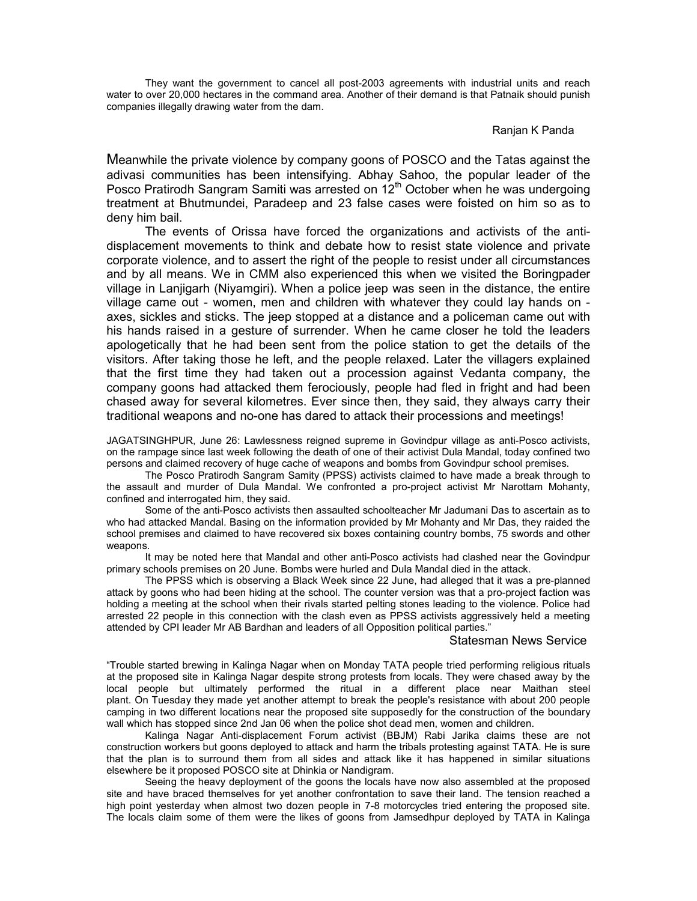They want the government to cancel all post-2003 agreements with industrial units and reach water to over 20,000 hectares in the command area. Another of their demand is that Patnaik should punish companies illegally drawing water from the dam.

Ranjan K Panda

Meanwhile the private violence by company goons of POSCO and the Tatas against the adivasi communities has been intensifying. Abhay Sahoo, the popular leader of the Posco Pratirodh Sangram Samiti was arrested on 12th October when he was undergoing treatment at Bhutmundei, Paradeep and 23 false cases were foisted on him so as to deny him bail.

The events of Orissa have forced the organizations and activists of the anti-displacement movements to think and debate how to resist state violence and private corporate violence, and to assert the right of the people to resist under all circumstances and by all means. We in CMM also experienced this when we visited the Boringpader village in Lanjigarh (Niyamgiri). When a police jeep was seen in the distance, the entire village came out - women, men and children with whatever they could lay hands on - axes, sickles and sticks. The jeep stopped at a distance and a policeman came out with his hands raised in a gesture of surrender. When he came closer he told the leaders apologetically that he had been sent from the police station to get the details of the visitors. After taking those he left, and the people relaxed. Later the villagers explained that the first time they had taken out a procession against Vedanta company, the company goons had attacked them ferociously, people had fled in fright and had been chased away for several kilometres. Ever since then, they said, they always carry their traditional weapons and no-one has dared to attack their processions and meetings!

JAGATSINGHPUR, June 26: Lawlessness reigned supreme in Govindpur village as anti-Posco activists, on the rampage since last week following the death of one of their activist Dula Mandal, today confined two persons and claimed recovery of huge cache of weapons and bombs from Govindpur school premises.

The Posco Pratirodh Sangram Samity (PPSS) activists claimed to have made a break through to the assault and murder of Dula Mandal. We confronted a pro-project activist Mr Narottam Mohanty, confined and interrogated him, they said.

Some of the anti-Posco activists then assaulted schoolteacher Mr Jadumani Das to ascertain as to who had attacked Mandal. Basing on the information provided by Mr Mohanty and Mr Das, they raided the school premises and claimed to have recovered six boxes containing country bombs, 75 swords and other weapons.

It may be noted here that Mandal and other anti-Posco activists had clashed near the Govindpur primary schools premises on 20 June. Bombs were hurled and Dula Mandal died in the attack.

The PPSS which is observing a Black Week since 22 June, had alleged that it was a pre-planned attack by goons who had been hiding at the school. The counter version was that a pro-project faction was holding a meeting at the school when their rivals started pelting stones leading to the violence. Police had arrested 22 people in this connection with the clash even as PPSS activists aggressively held a meeting attended by CPI leader Mr AB Bardhan and leaders of all Opposition political parties."

Statesman News Service

"Trouble started brewing in Kalinga Nagar when on Monday TATA people tried performing religious rituals at the proposed site in Kalinga Nagar despite strong protests from locals. They were chased away by the local people but ultimately performed the ritual in a different place near Maithan steel plant. On Tuesday they made yet another attempt to break the people's resistance with about 200 people camping in two different locations near the proposed site supposedly for the construction of the boundary wall which has stopped since 2nd Jan 06 when the police shot dead men, women and children.

Kalinga Nagar Anti-displacement Forum activist (BBJM) Rabi Jarika claims these are not construction workers but goons deployed to attack and harm the tribals protesting against TATA. He is sure that the plan is to surround them from all sides and attack like it has happened in similar situations elsewhere be it proposed POSCO site at Dhinkia or Nandigram.

Seeing the heavy deployment of the goons the locals have now also assembled at the proposed site and have braced themselves for yet another confrontation to save their land. The tension reached a high point yesterday when almost two dozen people in 7-8 motorcycles tried entering the proposed site. The locals claim some of them were the likes of goons from Jamsedhpur deployed by TATA in Kalinga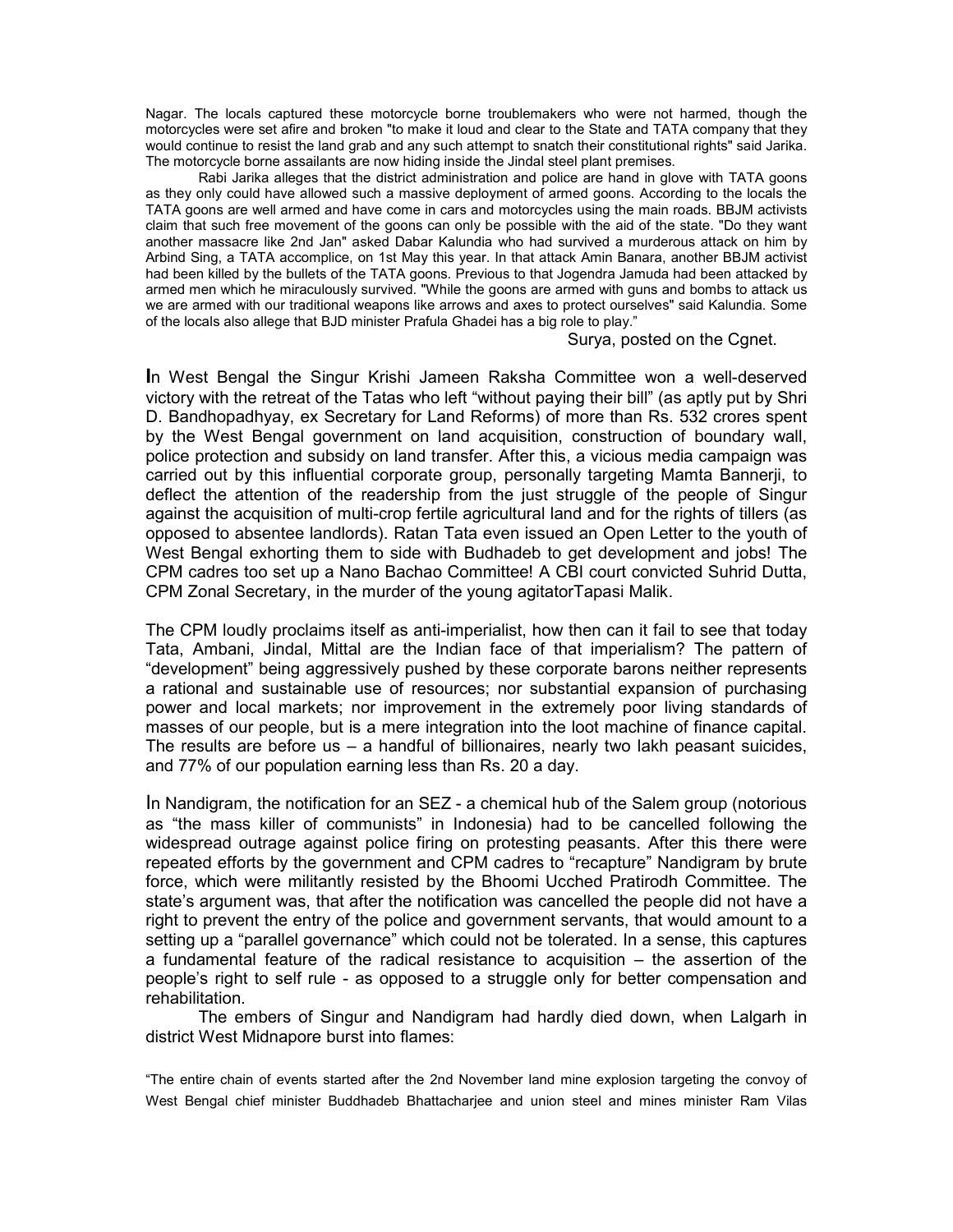Nagar. The locals captured these motorcycle borne troublemakers who were not harmed, though the motorcycles were set afire and broken "to make it loud and clear to the State and TATA company that they would continue to resist the land grab and any such attempt to snatch their constitutional rights" said Jarika. The motorcycle borne assailants are now hiding inside the Jindal steel plant premises.

Rabi Jarika alleges that the district administration and police are hand in glove with TATA goons as they only could have allowed such a massive deployment of armed goons. According to the locals the TATA goons are well armed and have come in cars and motorcycles using the main roads. BBJM activists claim that such free movement of the goons can only be possible with the aid of the state. "Do they want another massacre like 2nd Jan" asked Dabar Kalundia who had survived a murderous attack on him by Arbind Sing, a TATA accomplice, on 1st May this year. In that attack Amin Banara, another BBJM activist had been killed by the bullets of the TATA goons. Previous to that Jogendra Jamuda had been attacked by armed men which he miraculously survived. "While the goons are armed with guns and bombs to attack us we are armed with our traditional weapons like arrows and axes to protect ourselves" said Kalundia. Some of the locals also allege that BJD minister Prafula Ghadei has a big role to play."

Surya, posted on the Cgnet.

In West Bengal the Singur Krishi Jameen Raksha Committee won a well-deserved victory with the retreat of the Tatas who left "without paying their bill" (as aptly put by Shri D. Bandhopadhyay, ex Secretary for Land Reforms) of more than Rs. 532 crores spent by the West Bengal government on land acquisition, construction of boundary wall, police protection and subsidy on land transfer. After this, a vicious media campaign was carried out by this influential corporate group, personally targeting Mamta Bannerji, to deflect the attention of the readership from the just struggle of the people of Singur against the acquisition of multi-crop fertile agricultural land and for the rights of tillers (as opposed to absentee landlords). Ratan Tata even issued an Open Letter to the youth of West Bengal exhorting them to side with Budhadeb to get development and jobs! The CPM cadres too set up a Nano Bachao Committee! A CBI court convicted Suhrid Dutta, CPM Zonal Secretary, in the murder of the young agitatorTapasi Malik.

The CPM loudly proclaims itself as anti-imperialist, how then can it fail to see that today Tata, Ambani, Jindal, Mittal are the Indian face of that imperialism? The pattern of "development" being aggressively pushed by these corporate barons neither represents a rational and sustainable use of resources; nor substantial expansion of purchasing power and local markets; nor improvement in the extremely poor living standards of masses of our people, but is a mere integration into the loot machine of finance capital. The results are before us – a handful of billionaires, nearly two lakh peasant suicides, and 77% of our population earning less than Rs. 20 a day.

In Nandigram, the notification for an SEZ - a chemical hub of the Salem group (notorious as "the mass killer of communists" in Indonesia) had to be cancelled following the widespread outrage against police firing on protesting peasants. After this there were repeated efforts by the government and CPM cadres to "recapture" Nandigram by brute force, which were militantly resisted by the Bhoomi Ucched Pratirodh Committee. The state's argument was, that after the notification was cancelled the people did not have a right to prevent the entry of the police and government servants, that would amount to a setting up a "parallel governance" which could not be tolerated. In a sense, this captures a fundamental feature of the radical resistance to acquisition – the assertion of the people's right to self rule - as opposed to a struggle only for better compensation and rehabilitation.

The embers of Singur and Nandigram had hardly died down, when Lalgarh in district West Midnapore burst into flames:

"The entire chain of events started after the 2nd November land mine explosion targeting the convoy of West Bengal chief minister Buddhadeb Bhattacharjee and union steel and mines minister Ram Vilas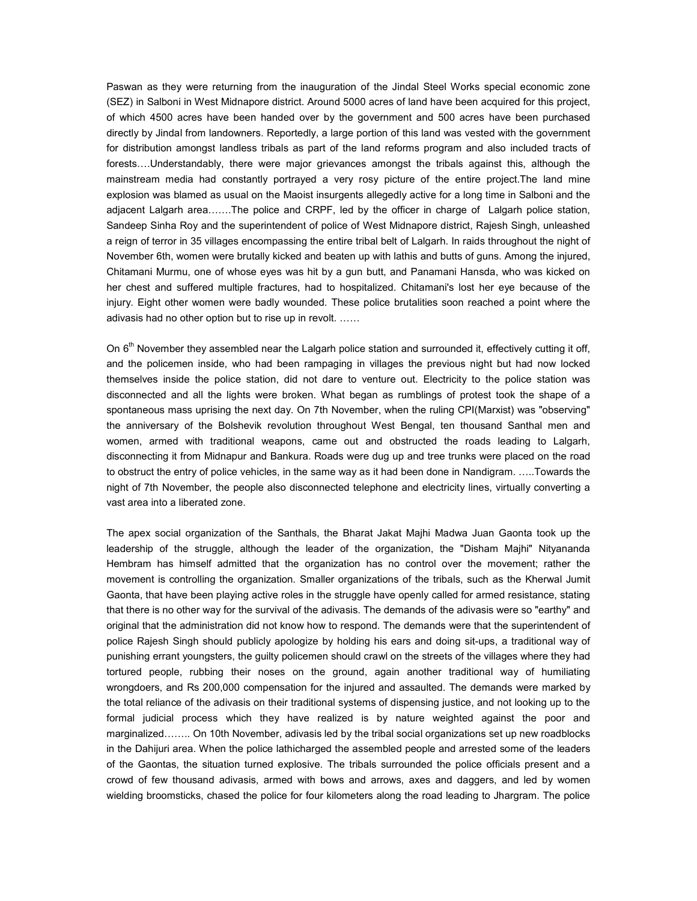Paswan as they were returning from the inauguration of the Jindal Steel Works special economic zone (SEZ) in Salboni in West Midnapore district. Around 5000 acres of land have been acquired for this project, of which 4500 acres have been handed over by the government and 500 acres have been purchased directly by Jindal from landowners. Reportedly, a large portion of this land was vested with the government for distribution amongst landless tribals as part of the land reforms program and also included tracts of forests….Understandably, there were major grievances amongst the tribals against this, although the mainstream media had constantly portrayed a very rosy picture of the entire project.The land mine explosion was blamed as usual on the Maoist insurgents allegedly active for a long time in Salboni and the adjacent Lalgarh area…….The police and CRPF, led by the officer in charge of Lalgarh police station, Sandeep Sinha Roy and the superintendent of police of West Midnapore district, Rajesh Singh, unleashed a reign of terror in 35 villages encompassing the entire tribal belt of Lalgarh. In raids throughout the night of November 6th, women were brutally kicked and beaten up with lathis and butts of guns. Among the injured, Chitamani Murmu, one of whose eyes was hit by a gun butt, and Panamani Hansda, who was kicked on her chest and suffered multiple fractures, had to hospitalized. Chitamani's lost her eye because of the injury. Eight other women were badly wounded. These police brutalities soon reached a point where the adivasis had no other option but to rise up in revolt. ……

On 6th November they assembled near the Lalgarh police station and surrounded it, effectively cutting it off, and the policemen inside, who had been rampaging in villages the previous night but had now locked themselves inside the police station, did not dare to venture out. Electricity to the police station was disconnected and all the lights were broken. What began as rumblings of protest took the shape of a spontaneous mass uprising the next day. On 7th November, when the ruling CPI(Marxist) was "observing" the anniversary of the Bolshevik revolution throughout West Bengal, ten thousand Santhal men and women, armed with traditional weapons, came out and obstructed the roads leading to Lalgarh, disconnecting it from Midnapur and Bankura. Roads were dug up and tree trunks were placed on the road to obstruct the entry of police vehicles, in the same way as it had been done in Nandigram. …..Towards the night of 7th November, the people also disconnected telephone and electricity lines, virtually converting a vast area into a liberated zone.

The apex social organization of the Santhals, the Bharat Jakat Majhi Madwa Juan Gaonta took up the leadership of the struggle, although the leader of the organization, the "Disham Majhi" Nityananda Hembram has himself admitted that the organization has no control over the movement; rather the movement is controlling the organization. Smaller organizations of the tribals, such as the Kherwal Jumit Gaonta, that have been playing active roles in the struggle have openly called for armed resistance, stating that there is no other way for the survival of the adivasis. The demands of the adivasis were so "earthy" and original that the administration did not know how to respond. The demands were that the superintendent of police Rajesh Singh should publicly apologize by holding his ears and doing sit-ups, a traditional way of punishing errant youngsters, the guilty policemen should crawl on the streets of the villages where they had tortured people, rubbing their noses on the ground, again another traditional way of humiliating wrongdoers, and Rs 200,000 compensation for the injured and assaulted. The demands were marked by the total reliance of the adivasis on their traditional systems of dispensing justice, and not looking up to the formal judicial process which they have realized is by nature weighted against the poor and marginalized…….. On 10th November, adivasis led by the tribal social organizations set up new roadblocks in the Dahijuri area. When the police lathicharged the assembled people and arrested some of the leaders of the Gaontas, the situation turned explosive. The tribals surrounded the police officials present and a crowd of few thousand adivasis, armed with bows and arrows, axes and daggers, and led by women wielding broomsticks, chased the police for four kilometers along the road leading to Jhargram. The police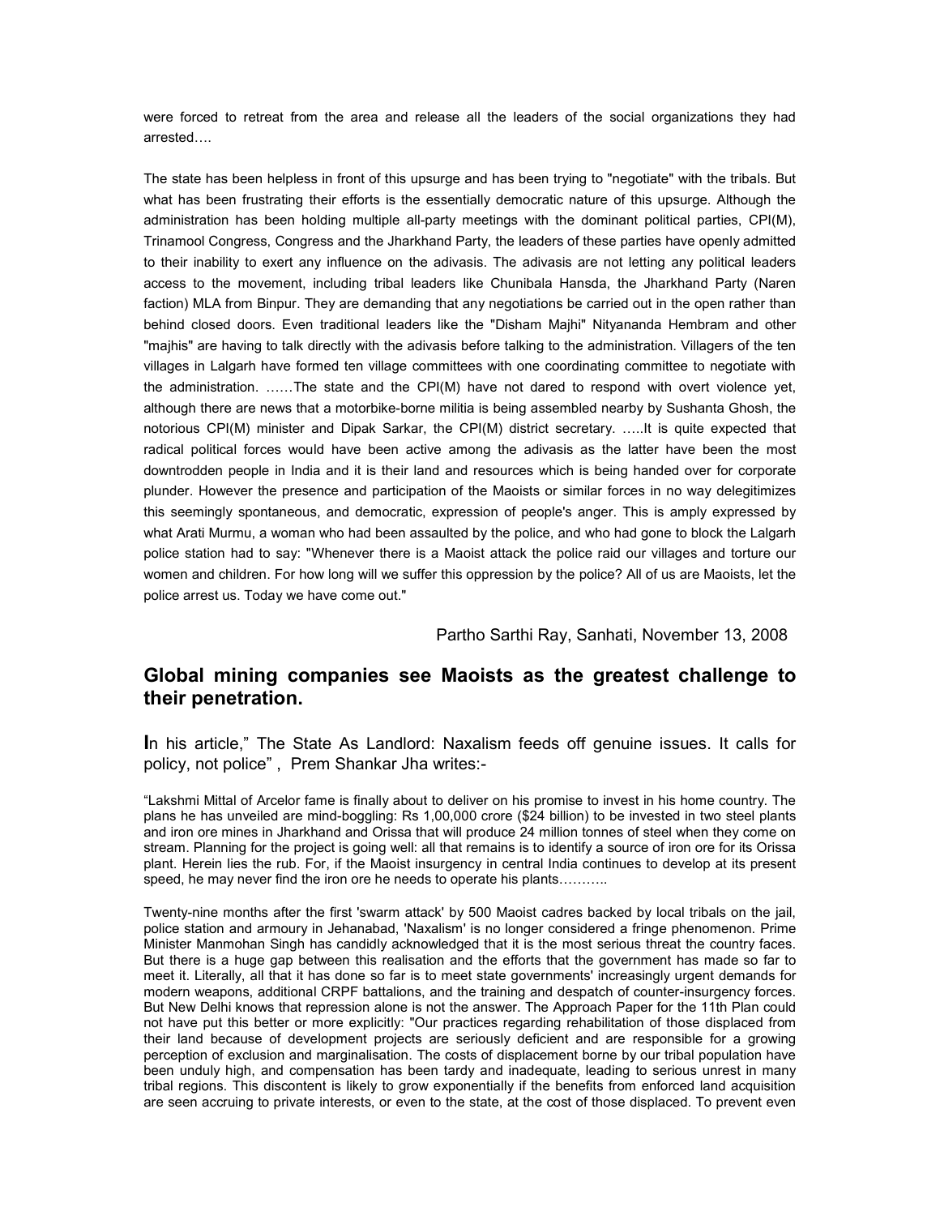were forced to retreat from the area and release all the leaders of the social organizations they had arrested….

The state has been helpless in front of this upsurge and has been trying to "negotiate" with the tribals. But what has been frustrating their efforts is the essentially democratic nature of this upsurge. Although the administration has been holding multiple all-party meetings with the dominant political parties, CPI(M), Trinamool Congress, Congress and the Jharkhand Party, the leaders of these parties have openly admitted to their inability to exert any influence on the adivasis. The adivasis are not letting any political leaders access to the movement, including tribal leaders like Chunibala Hansda, the Jharkhand Party (Naren faction) MLA from Binpur. They are demanding that any negotiations be carried out in the open rather than behind closed doors. Even traditional leaders like the "Disham Majhi" Nityananda Hembram and other "majhis" are having to talk directly with the adivasis before talking to the administration. Villagers of the ten villages in Lalgarh have formed ten village committees with one coordinating committee to negotiate with the administration. ……The state and the CPI(M) have not dared to respond with overt violence yet, although there are news that a motorbike-borne militia is being assembled nearby by Sushanta Ghosh, the notorious CPI(M) minister and Dipak Sarkar, the CPI(M) district secretary. …..It is quite expected that radical political forces would have been active among the adivasis as the latter have been the most downtrodden people in India and it is their land and resources which is being handed over for corporate plunder. However the presence and participation of the Maoists or similar forces in no way delegitimizes this seemingly spontaneous, and democratic, expression of people's anger. This is amply expressed by what Arati Murmu, a woman who had been assaulted by the police, and who had gone to block the Lalgarh police station had to say: "Whenever there is a Maoist attack the police raid our villages and torture our women and children. For how long will we suffer this oppression by the police? All of us are Maoists, let the police arrest us. Today we have come out."

Partho Sarthi Ray, Sanhati, November 13, 2008

## Global mining companies see Maoists as the greatest challenge to their penetration.

In his article," The State As Landlord: Naxalism feeds off genuine issues. It calls for policy, not police" , Prem Shankar Jha writes:-

"Lakshmi Mittal of Arcelor fame is finally about to deliver on his promise to invest in his home country. The plans he has unveiled are mind-boggling: Rs 1,00,000 crore ($24 billion) to be invested in two steel plants and iron ore mines in Jharkhand and Orissa that will produce 24 million tonnes of steel when they come on stream. Planning for the project is going well: all that remains is to identify a source of iron ore for its Orissa plant. Herein lies the rub. For, if the Maoist insurgency in central India continues to develop at its present speed, he may never find the iron ore he needs to operate his plants………..

Twenty-nine months after the first 'swarm attack' by 500 Maoist cadres backed by local tribals on the jail, police station and armoury in Jehanabad, 'Naxalism' is no longer considered a fringe phenomenon. Prime Minister Manmohan Singh has candidly acknowledged that it is the most serious threat the country faces. But there is a huge gap between this realisation and the efforts that the government has made so far to meet it. Literally, all that it has done so far is to meet state governments' increasingly urgent demands for modern weapons, additional CRPF battalions, and the training and despatch of counter-insurgency forces. But New Delhi knows that repression alone is not the answer. The Approach Paper for the 11th Plan could not have put this better or more explicitly: "Our practices regarding rehabilitation of those displaced from their land because of development projects are seriously deficient and are responsible for a growing perception of exclusion and marginalisation. The costs of displacement borne by our tribal population have been unduly high, and compensation has been tardy and inadequate, leading to serious unrest in many tribal regions. This discontent is likely to grow exponentially if the benefits from enforced land acquisition are seen accruing to private interests, or even to the state, at the cost of those displaced. To prevent even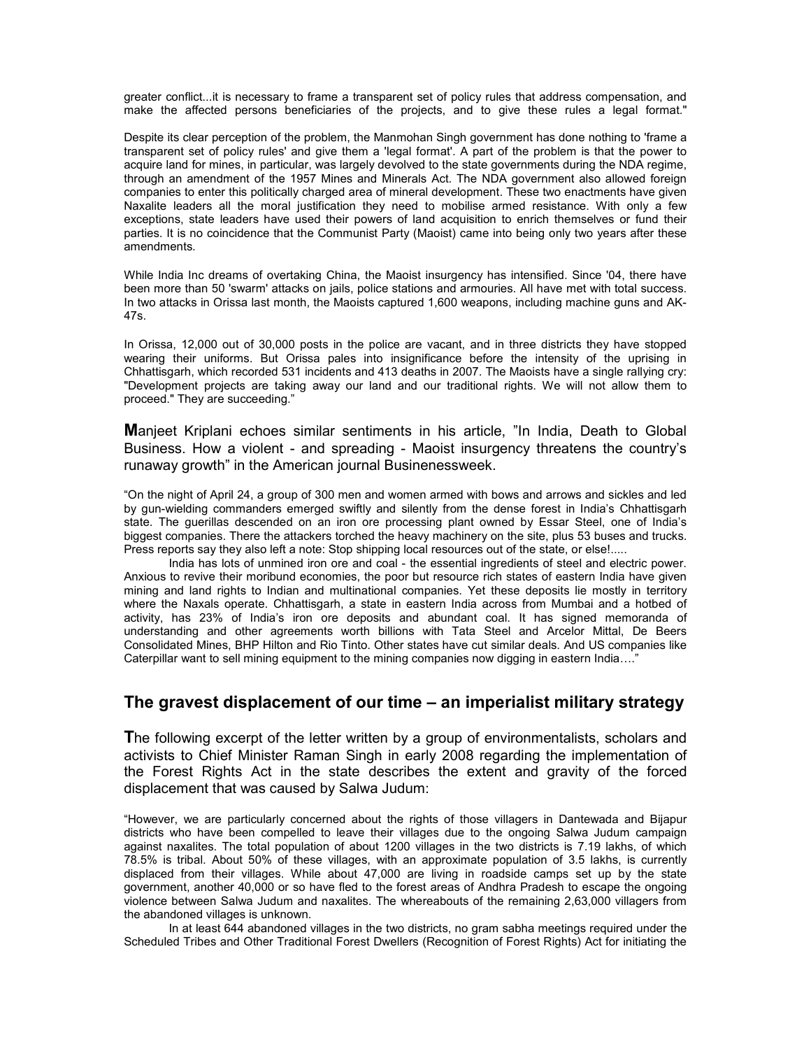greater conflict...it is necessary to frame a transparent set of policy rules that address compensation, and make the affected persons beneficiaries of the projects, and to give these rules a legal format."

Despite its clear perception of the problem, the Manmohan Singh government has done nothing to 'frame a transparent set of policy rules' and give them a 'legal format'. A part of the problem is that the power to acquire land for mines, in particular, was largely devolved to the state governments during the NDA regime, through an amendment of the 1957 Mines and Minerals Act. The NDA government also allowed foreign companies to enter this politically charged area of mineral development. These two enactments have given Naxalite leaders all the moral justification they need to mobilise armed resistance. With only a few exceptions, state leaders have used their powers of land acquisition to enrich themselves or fund their parties. It is no coincidence that the Communist Party (Maoist) came into being only two years after these amendments.

While India Inc dreams of overtaking China, the Maoist insurgency has intensified. Since '04, there have been more than 50 'swarm' attacks on jails, police stations and armouries. All have met with total success. In two attacks in Orissa last month, the Maoists captured 1,600 weapons, including machine guns and AK-47s.

In Orissa, 12,000 out of 30,000 posts in the police are vacant, and in three districts they have stopped wearing their uniforms. But Orissa pales into insignificance before the intensity of the uprising in Chhattisgarh, which recorded 531 incidents and 413 deaths in 2007. The Maoists have a single rallying cry: "Development projects are taking away our land and our traditional rights. We will not allow them to proceed." They are succeeding."

**M**anjeet Kriplani echoes similar sentiments in his article, "In India, Death to Global Business. How a violent - and spreading - Maoist insurgency threatens the country's runaway growth" in the American journal Businenessweek.

"On the night of April 24, a group of 300 men and women armed with bows and arrows and sickles and led by gun-wielding commanders emerged swiftly and silently from the dense forest in India's Chhattisgarh state. The guerillas descended on an iron ore processing plant owned by Essar Steel, one of India's biggest companies. There the attackers torched the heavy machinery on the site, plus 53 buses and trucks. Press reports say they also left a note: Stop shipping local resources out of the state, or else!.....

India has lots of unmined iron ore and coal - the essential ingredients of steel and electric power. Anxious to revive their moribund economies, the poor but resource rich states of eastern India have given mining and land rights to Indian and multinational companies. Yet these deposits lie mostly in territory where the Naxals operate. Chhattisgarh, a state in eastern India across from Mumbai and a hotbed of activity, has 23% of India's iron ore deposits and abundant coal. It has signed memoranda of understanding and other agreements worth billions with Tata Steel and Arcelor Mittal, De Beers Consolidated Mines, BHP Hilton and Rio Tinto. Other states have cut similar deals. And US companies like Caterpillar want to sell mining equipment to the mining companies now digging in eastern India…."

## The gravest displacement of our time – an imperialist military strategy

**T**he following excerpt of the letter written by a group of environmentalists, scholars and activists to Chief Minister Raman Singh in early 2008 regarding the implementation of the Forest Rights Act in the state describes the extent and gravity of the forced displacement that was caused by Salwa Judum:

"However, we are particularly concerned about the rights of those villagers in Dantewada and Bijapur districts who have been compelled to leave their villages due to the ongoing Salwa Judum campaign against naxalites. The total population of about 1200 villages in the two districts is 7.19 lakhs, of which 78.5% is tribal. About 50% of these villages, with an approximate population of 3.5 lakhs, is currently displaced from their villages. While about 47,000 are living in roadside camps set up by the state government, another 40,000 or so have fled to the forest areas of Andhra Pradesh to escape the ongoing violence between Salwa Judum and naxalites. The whereabouts of the remaining 2,63,000 villagers from the abandoned villages is unknown.

In at least 644 abandoned villages in the two districts, no gram sabha meetings required under the Scheduled Tribes and Other Traditional Forest Dwellers (Recognition of Forest Rights) Act for initiating the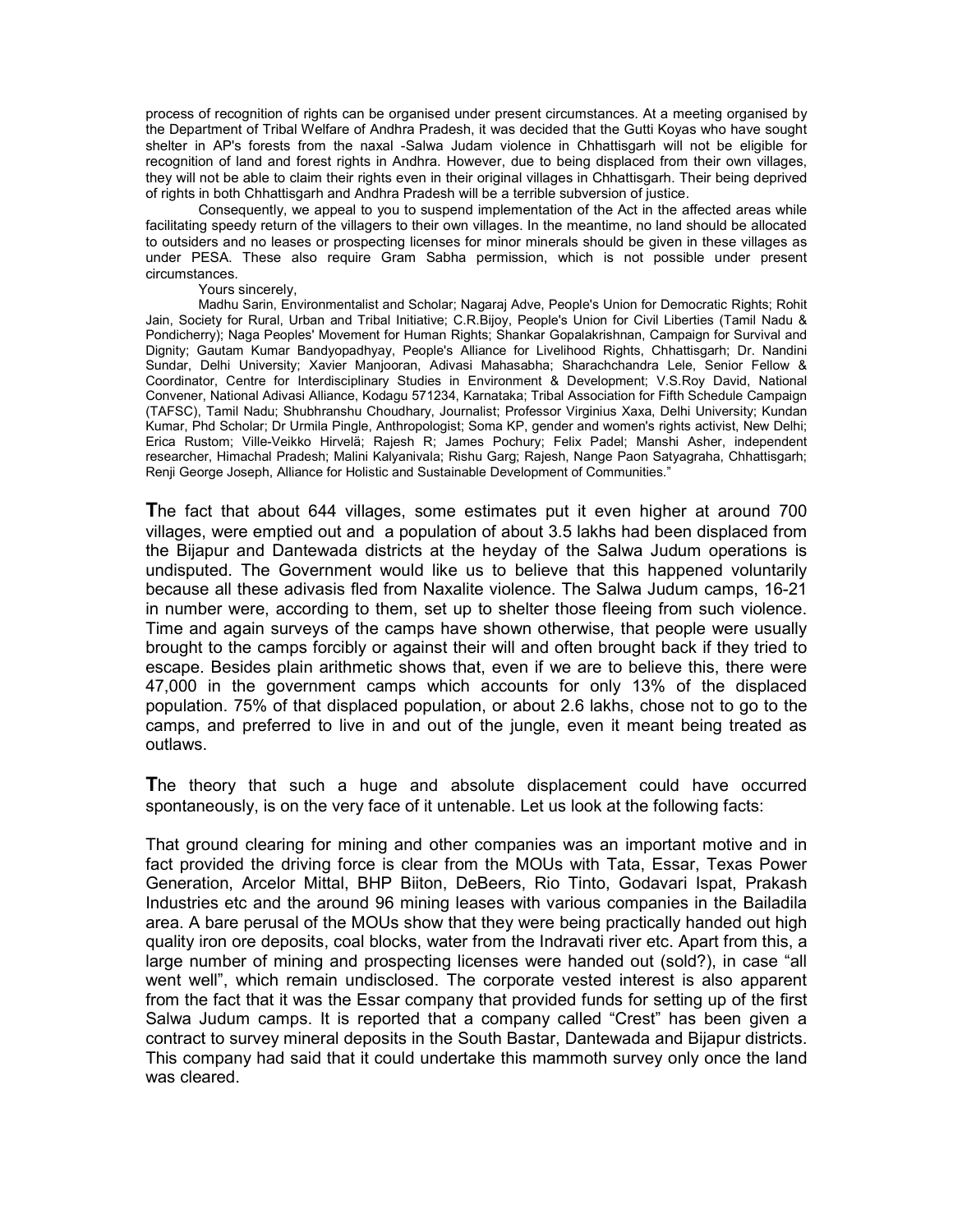process of recognition of rights can be organised under present circumstances. At a meeting organised by the Department of Tribal Welfare of Andhra Pradesh, it was decided that the Gutti Koyas who have sought shelter in AP's forests from the naxal -Salwa Judam violence in Chhattisgarh will not be eligible for recognition of land and forest rights in Andhra. However, due to being displaced from their own villages, they will not be able to claim their rights even in their original villages in Chhattisgarh. Their being deprived of rights in both Chhattisgarh and Andhra Pradesh will be a terrible subversion of justice.

Consequently, we appeal to you to suspend implementation of the Act in the affected areas while facilitating speedy return of the villagers to their own villages. In the meantime, no land should be allocated to outsiders and no leases or prospecting licenses for minor minerals should be given in these villages as under PESA. These also require Gram Sabha permission, which is not possible under present circumstances.

Yours sincerely,

Madhu Sarin, Environmentalist and Scholar; Nagaraj Adve, People's Union for Democratic Rights; Rohit Jain, Society for Rural, Urban and Tribal Initiative; C.R.Bijoy, People's Union for Civil Liberties (Tamil Nadu & Pondicherry); Naga Peoples' Movement for Human Rights; Shankar Gopalakrishnan, Campaign for Survival and Dignity; Gautam Kumar Bandyopadhyay, People's Alliance for Livelihood Rights, Chhattisgarh; Dr. Nandini Sundar, Delhi University; Xavier Manjooran, Adivasi Mahasabha; Sharachchandra Lele, Senior Fellow & Coordinator, Centre for Interdisciplinary Studies in Environment & Development; V.S.Roy David, National Convener, National Adivasi Alliance, Kodagu 571234, Karnataka; Tribal Association for Fifth Schedule Campaign (TAFSC), Tamil Nadu; Shubhranshu Choudhary, Journalist; Professor Virginius Xaxa, Delhi University; Kundan Kumar, Phd Scholar; Dr Urmila Pingle, Anthropologist; Soma KP, gender and women's rights activist, New Delhi; Erica Rustom; Ville-Veikko Hirvelä; Rajesh R; James Pochury; Felix Padel; Manshi Asher, independent researcher, Himachal Pradesh; Malini Kalyanivala; Rishu Garg; Rajesh, Nange Paon Satyagraha, Chhattisgarh; Renji George Joseph, Alliance for Holistic and Sustainable Development of Communities."

**T**he fact that about 644 villages, some estimates put it even higher at around 700 villages, were emptied out and a population of about 3.5 lakhs had been displaced from the Bijapur and Dantewada districts at the heyday of the Salwa Judum operations is undisputed. The Government would like us to believe that this happened voluntarily because all these adivasis fled from Naxalite violence. The Salwa Judum camps, 16-21 in number were, according to them, set up to shelter those fleeing from such violence. Time and again surveys of the camps have shown otherwise, that people were usually brought to the camps forcibly or against their will and often brought back if they tried to escape. Besides plain arithmetic shows that, even if we are to believe this, there were 47,000 in the government camps which accounts for only 13% of the displaced population. 75% of that displaced population, or about 2.6 lakhs, chose not to go to the camps, and preferred to live in and out of the jungle, even it meant being treated as outlaws.

**T**he theory that such a huge and absolute displacement could have occurred spontaneously, is on the very face of it untenable. Let us look at the following facts:

That ground clearing for mining and other companies was an important motive and in fact provided the driving force is clear from the MOUs with Tata, Essar, Texas Power Generation, Arcelor Mittal, BHP Biiton, DeBeers, Rio Tinto, Godavari Ispat, Prakash Industries etc and the around 96 mining leases with various companies in the Bailadila area. A bare perusal of the MOUs show that they were being practically handed out high quality iron ore deposits, coal blocks, water from the Indravati river etc. Apart from this, a large number of mining and prospecting licenses were handed out (sold?), in case "all went well", which remain undisclosed. The corporate vested interest is also apparent from the fact that it was the Essar company that provided funds for setting up of the first Salwa Judum camps. It is reported that a company called "Crest" has been given a contract to survey mineral deposits in the South Bastar, Dantewada and Bijapur districts. This company had said that it could undertake this mammoth survey only once the land was cleared.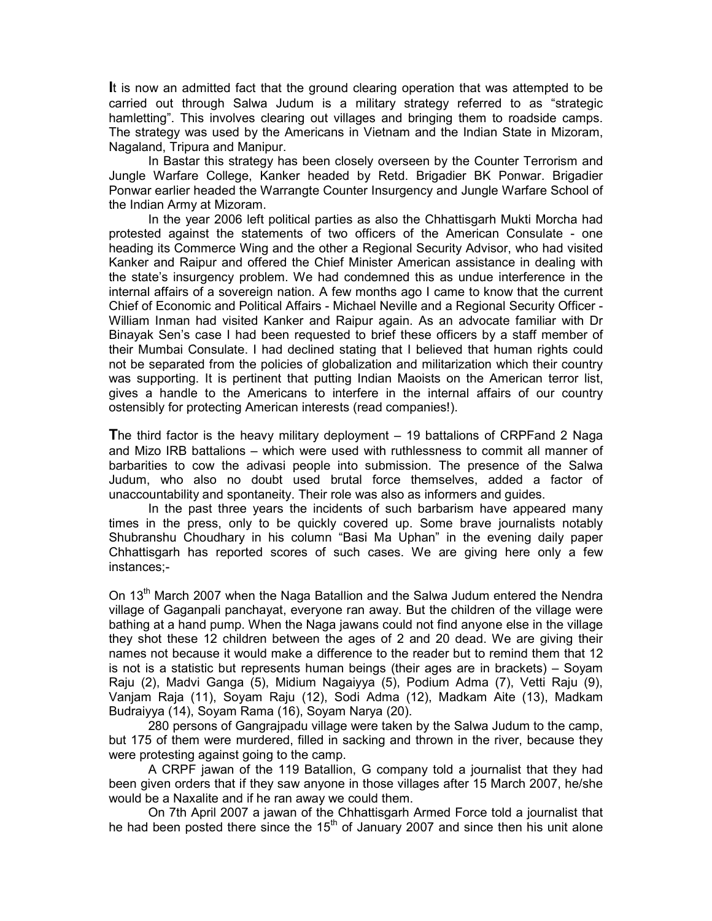**I**t is now an admitted fact that the ground clearing operation that was attempted to be carried out through Salwa Judum is a military strategy referred to as "strategic hamletting". This involves clearing out villages and bringing them to roadside camps. The strategy was used by the Americans in Vietnam and the Indian State in Mizoram, Nagaland, Tripura and Manipur.

In Bastar this strategy has been closely overseen by the Counter Terrorism and Jungle Warfare College, Kanker headed by Retd. Brigadier BK Ponwar. Brigadier Ponwar earlier headed the Warrangte Counter Insurgency and Jungle Warfare School of the Indian Army at Mizoram.

In the year 2006 left political parties as also the Chhattisgarh Mukti Morcha had protested against the statements of two officers of the American Consulate - one heading its Commerce Wing and the other a Regional Security Advisor, who had visited Kanker and Raipur and offered the Chief Minister American assistance in dealing with the state's insurgency problem. We had condemned this as undue interference in the internal affairs of a sovereign nation. A few months ago I came to know that the current Chief of Economic and Political Affairs - Michael Neville and a Regional Security Officer - William Inman had visited Kanker and Raipur again. As an advocate familiar with Dr Binayak Sen's case I had been requested to brief these officers by a staff member of their Mumbai Consulate. I had declined stating that I believed that human rights could not be separated from the policies of globalization and militarization which their country was supporting. It is pertinent that putting Indian Maoists on the American terror list, gives a handle to the Americans to interfere in the internal affairs of our country ostensibly for protecting American interests (read companies!).

**T**he third factor is the heavy military deployment – 19 battalions of CRPFand 2 Naga and Mizo IRB battalions – which were used with ruthlessness to commit all manner of barbarities to cow the adivasi people into submission. The presence of the Salwa Judum, who also no doubt used brutal force themselves, added a factor of unaccountability and spontaneity. Their role was also as informers and guides.

In the past three years the incidents of such barbarism have appeared many times in the press, only to be quickly covered up. Some brave journalists notably Shubranshu Choudhary in his column "Basi Ma Uphan" in the evening daily paper Chhattisgarh has reported scores of such cases. We are giving here only a few instances;-

On 13th March 2007 when the Naga Batallion and the Salwa Judum entered the Nendra village of Gaganpali panchayat, everyone ran away. But the children of the village were bathing at a hand pump. When the Naga jawans could not find anyone else in the village they shot these 12 children between the ages of 2 and 20 dead. We are giving their names not because it would make a difference to the reader but to remind them that 12 is not is a statistic but represents human beings (their ages are in brackets) – Soyam Raju (2), Madvi Ganga (5), Midium Nagaiyya (5), Podium Adma (7), Vetti Raju (9), Vanjam Raja (11), Soyam Raju (12), Sodi Adma (12), Madkam Aite (13), Madkam Budraiyya (14), Soyam Rama (16), Soyam Narya (20).

280 persons of Gangrajpadu village were taken by the Salwa Judum to the camp, but 175 of them were murdered, filled in sacking and thrown in the river, because they were protesting against going to the camp.

A CRPF jawan of the 119 Batallion, G company told a journalist that they had been given orders that if they saw anyone in those villages after 15 March 2007, he/she would be a Naxalite and if he ran away we could them.

On 7th April 2007 a jawan of the Chhattisgarh Armed Force told a journalist that he had been posted there since the 15th of January 2007 and since then his unit alone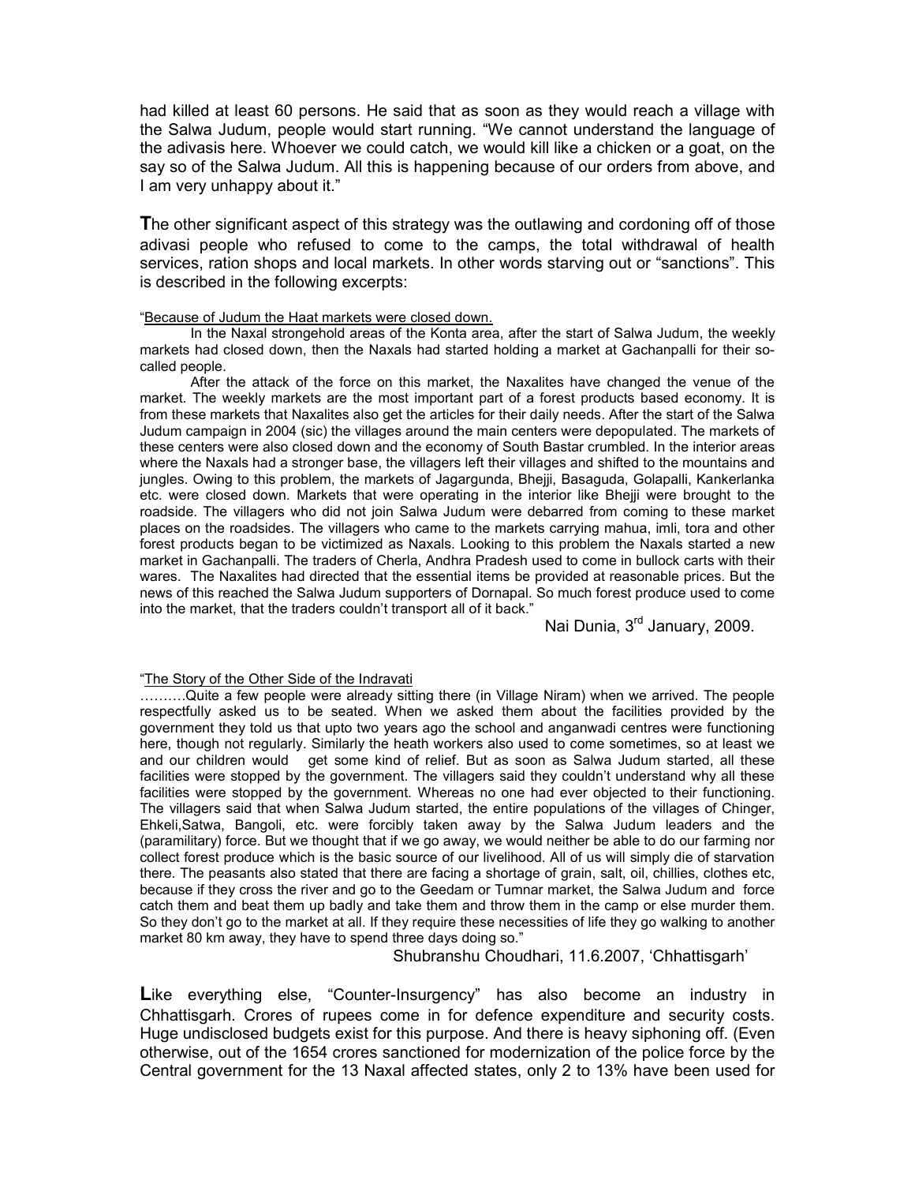had killed at least 60 persons. He said that as soon as they would reach a village with the Salwa Judum, people would start running. "We cannot understand the language of the adivasis here. Whoever we could catch, we would kill like a chicken or a goat, on the say so of the Salwa Judum. All this is happening because of our orders from above, and I am very unhappy about it."

**T**he other significant aspect of this strategy was the outlawing and cordoning off of those adivasi people who refused to come to the camps, the total withdrawal of health services, ration shops and local markets. In other words starving out or "sanctions". This is described in the following excerpts:

"Because of Judum the Haat markets were closed down.

In the Naxal strongehold areas of the Konta area, after the start of Salwa Judum, the weekly markets had closed down, then the Naxals had started holding a market at Gachanpalli for their so-called people.

After the attack of the force on this market, the Naxalites have changed the venue of the market. The weekly markets are the most important part of a forest products based economy. It is from these markets that Naxalites also get the articles for their daily needs. After the start of the Salwa Judum campaign in 2004 (sic) the villages around the main centers were depopulated. The markets of these centers were also closed down and the economy of South Bastar crumbled. In the interior areas where the Naxals had a stronger base, the villagers left their villages and shifted to the mountains and jungles. Owing to this problem, the markets of Jagargunda, Bhejji, Basaguda, Golapalli, Kankerlanka etc. were closed down. Markets that were operating in the interior like Bhejji were brought to the roadside. The villagers who did not join Salwa Judum were debarred from coming to these market places on the roadsides. The villagers who came to the markets carrying mahua, imli, tora and other forest products began to be victimized as Naxals. Looking to this problem the Naxals started a new market in Gachanpalli. The traders of Cherla, Andhra Pradesh used to come in bullock carts with their wares. The Naxalites had directed that the essential items be provided at reasonable prices. But the news of this reached the Salwa Judum supporters of Dornapal. So much forest produce used to come into the market, that the traders couldn't transport all of it back."

Nai Dunia, 3rd January, 2009.

"The Story of the Other Side of the Indravati

……….Quite a few people were already sitting there (in Village Niram) when we arrived. The people respectfully asked us to be seated. When we asked them about the facilities provided by the government they told us that upto two years ago the school and anganwadi centres were functioning here, though not regularly. Similarly the heath workers also used to come sometimes, so at least we and our children would get some kind of relief. But as soon as Salwa Judum started, all these facilities were stopped by the government. The villagers said they couldn't understand why all these facilities were stopped by the government. Whereas no one had ever objected to their functioning. The villagers said that when Salwa Judum started, the entire populations of the villages of Chinger, Ehkeli,Satwa, Bangoli, etc. were forcibly taken away by the Salwa Judum leaders and the (paramilitary) force. But we thought that if we go away, we would neither be able to do our farming nor collect forest produce which is the basic source of our livelihood. All of us will simply die of starvation there. The peasants also stated that there are facing a shortage of grain, salt, oil, chillies, clothes etc, because if they cross the river and go to the Geedam or Tumnar market, the Salwa Judum and force catch them and beat them up badly and take them and throw them in the camp or else murder them. So they don't go to the market at all. If they require these necessities of life they go walking to another market 80 km away, they have to spend three days doing so."

Shubranshu Choudhari, 11.6.2007, 'Chhattisgarh'

**L**ike everything else, "Counter-Insurgency" has also become an industry in Chhattisgarh. Crores of rupees come in for defence expenditure and security costs. Huge undisclosed budgets exist for this purpose. And there is heavy siphoning off. (Even otherwise, out of the 1654 crores sanctioned for modernization of the police force by the Central government for the 13 Naxal affected states, only 2 to 13% have been used for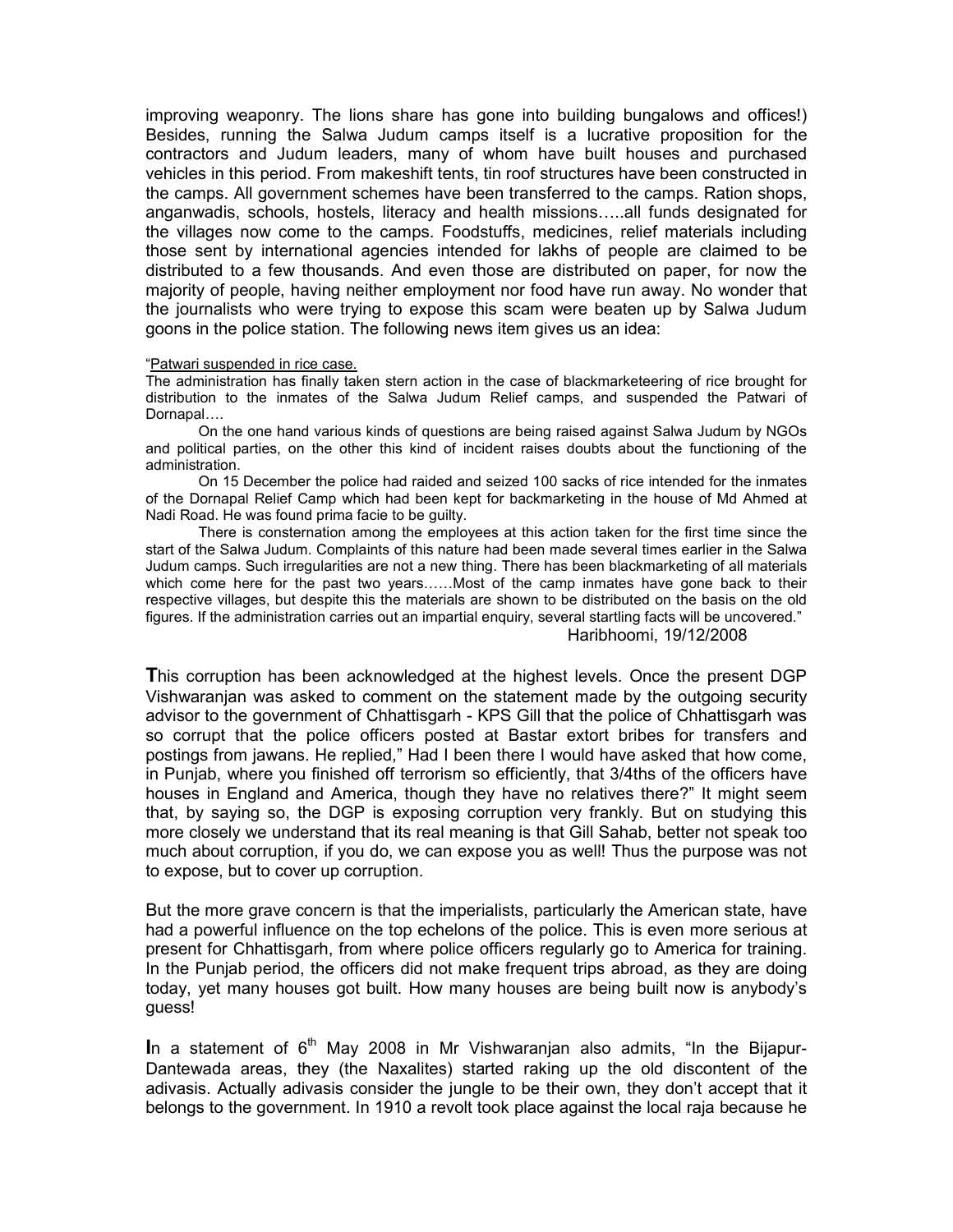improving weaponry. The lions share has gone into building bungalows and offices!) Besides, running the Salwa Judum camps itself is a lucrative proposition for the contractors and Judum leaders, many of whom have built houses and purchased vehicles in this period. From makeshift tents, tin roof structures have been constructed in the camps. All government schemes have been transferred to the camps. Ration shops, anganwadis, schools, hostels, literacy and health missions…..all funds designated for the villages now come to the camps. Foodstuffs, medicines, relief materials including those sent by international agencies intended for lakhs of people are claimed to be distributed to a few thousands. And even those are distributed on paper, for now the majority of people, having neither employment nor food have run away. No wonder that the journalists who were trying to expose this scam were beaten up by Salwa Judum goons in the police station. The following news item gives us an idea:

> "Patwari suspended in rice case.
>
> The administration has finally taken stern action in the case of blackmarketeering of rice brought for distribution to the inmates of the Salwa Judum Relief camps, and suspended the Patwari of Dornapal….
>
> On the one hand various kinds of questions are being raised against Salwa Judum by NGOs and political parties, on the other this kind of incident raises doubts about the functioning of the administration.
>
> On 15 December the police had raided and seized 100 sacks of rice intended for the inmates of the Dornapal Relief Camp which had been kept for backmarketing in the house of Md Ahmed at Nadi Road. He was found prima facie to be guilty.
>
> There is consternation among the employees at this action taken for the first time since the start of the Salwa Judum. Complaints of this nature had been made several times earlier in the Salwa Judum camps. Such irregularities are not a new thing. There has been blackmarketing of all materials which come here for the past two years……Most of the camp inmates have gone back to their respective villages, but despite this the materials are shown to be distributed on the basis on the old figures. If the administration carries out an impartial enquiry, several startling facts will be uncovered."
>
> Haribhoomi, 19/12/2008

**T**his corruption has been acknowledged at the highest levels. Once the present DGP Vishwaranjan was asked to comment on the statement made by the outgoing security advisor to the government of Chhattisgarh - KPS Gill that the police of Chhattisgarh was so corrupt that the police officers posted at Bastar extort bribes for transfers and postings from jawans. He replied," Had I been there I would have asked that how come, in Punjab, where you finished off terrorism so efficiently, that 3/4ths of the officers have houses in England and America, though they have no relatives there?" It might seem that, by saying so, the DGP is exposing corruption very frankly. But on studying this more closely we understand that its real meaning is that Gill Sahab, better not speak too much about corruption, if you do, we can expose you as well! Thus the purpose was not to expose, but to cover up corruption.

But the more grave concern is that the imperialists, particularly the American state, have had a powerful influence on the top echelons of the police. This is even more serious at present for Chhattisgarh, from where police officers regularly go to America for training. In the Punjab period, the officers did not make frequent trips abroad, as they are doing today, yet many houses got built. How many houses are being built now is anybody's guess!

**I**n a statement of 6th May 2008 in Mr Vishwaranjan also admits, "In the Bijapur-Dantewada areas, they (the Naxalites) started raking up the old discontent of the adivasis. Actually adivasis consider the jungle to be their own, they don't accept that it belongs to the government. In 1910 a revolt took place against the local raja because he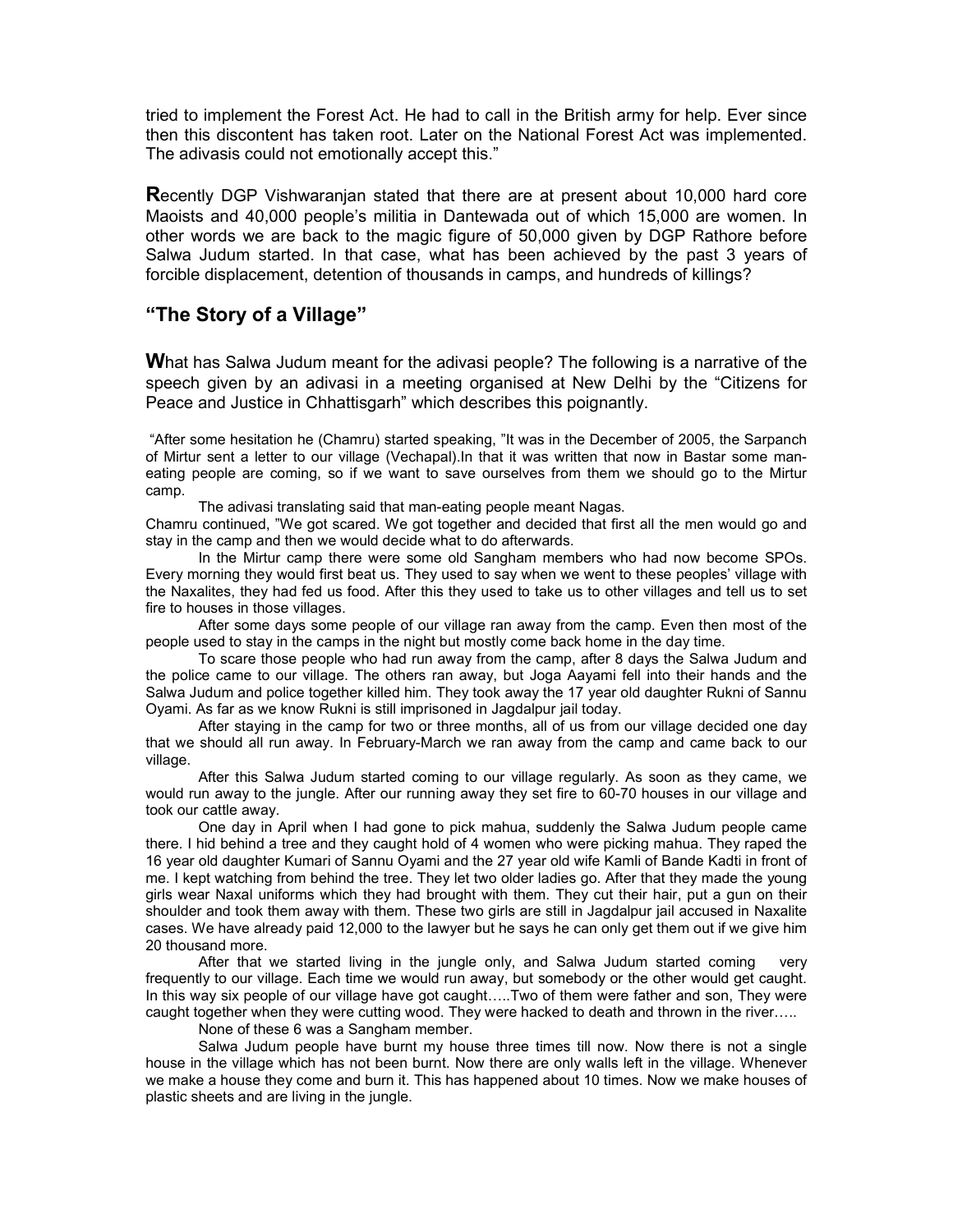tried to implement the Forest Act. He had to call in the British army for help. Ever since then this discontent has taken root. Later on the National Forest Act was implemented. The adivasis could not emotionally accept this."

**R**ecently DGP Vishwaranjan stated that there are at present about 10,000 hard core Maoists and 40,000 people's militia in Dantewada out of which 15,000 are women. In other words we are back to the magic figure of 50,000 given by DGP Rathore before Salwa Judum started. In that case, what has been achieved by the past 3 years of forcible displacement, detention of thousands in camps, and hundreds of killings?

## "The Story of a Village"

**W**hat has Salwa Judum meant for the adivasi people? The following is a narrative of the speech given by an adivasi in a meeting organised at New Delhi by the "Citizens for Peace and Justice in Chhattisgarh" which describes this poignantly.

"After some hesitation he (Chamru) started speaking, "It was in the December of 2005, the Sarpanch of Mirtur sent a letter to our village (Vechapal).In that it was written that now in Bastar some man-eating people are coming, so if we want to save ourselves from them we should go to the Mirtur camp.

The adivasi translating said that man-eating people meant Nagas.

Chamru continued, "We got scared. We got together and decided that first all the men would go and stay in the camp and then we would decide what to do afterwards.

In the Mirtur camp there were some old Sangham members who had now become SPOs. Every morning they would first beat us. They used to say when we went to these peoples' village with the Naxalites, they had fed us food. After this they used to take us to other villages and tell us to set fire to houses in those villages.

After some days some people of our village ran away from the camp. Even then most of the people used to stay in the camps in the night but mostly come back home in the day time.

To scare those people who had run away from the camp, after 8 days the Salwa Judum and the police came to our village. The others ran away, but Joga Aayami fell into their hands and the Salwa Judum and police together killed him. They took away the 17 year old daughter Rukni of Sannu Oyami. As far as we know Rukni is still imprisoned in Jagdalpur jail today.

After staying in the camp for two or three months, all of us from our village decided one day that we should all run away. In February-March we ran away from the camp and came back to our village.

After this Salwa Judum started coming to our village regularly. As soon as they came, we would run away to the jungle. After our running away they set fire to 60-70 houses in our village and took our cattle away.

One day in April when I had gone to pick mahua, suddenly the Salwa Judum people came there. I hid behind a tree and they caught hold of 4 women who were picking mahua. They raped the 16 year old daughter Kumari of Sannu Oyami and the 27 year old wife Kamli of Bande Kadti in front of me. I kept watching from behind the tree. They let two older ladies go. After that they made the young girls wear Naxal uniforms which they had brought with them. They cut their hair, put a gun on their shoulder and took them away with them. These two girls are still in Jagdalpur jail accused in Naxalite cases. We have already paid 12,000 to the lawyer but he says he can only get them out if we give him 20 thousand more.

After that we started living in the jungle only, and Salwa Judum started coming very frequently to our village. Each time we would run away, but somebody or the other would get caught. In this way six people of our village have got caught…..Two of them were father and son, They were caught together when they were cutting wood. They were hacked to death and thrown in the river…..

None of these 6 was a Sangham member.

Salwa Judum people have burnt my house three times till now. Now there is not a single house in the village which has not been burnt. Now there are only walls left in the village. Whenever we make a house they come and burn it. This has happened about 10 times. Now we make houses of plastic sheets and are living in the jungle.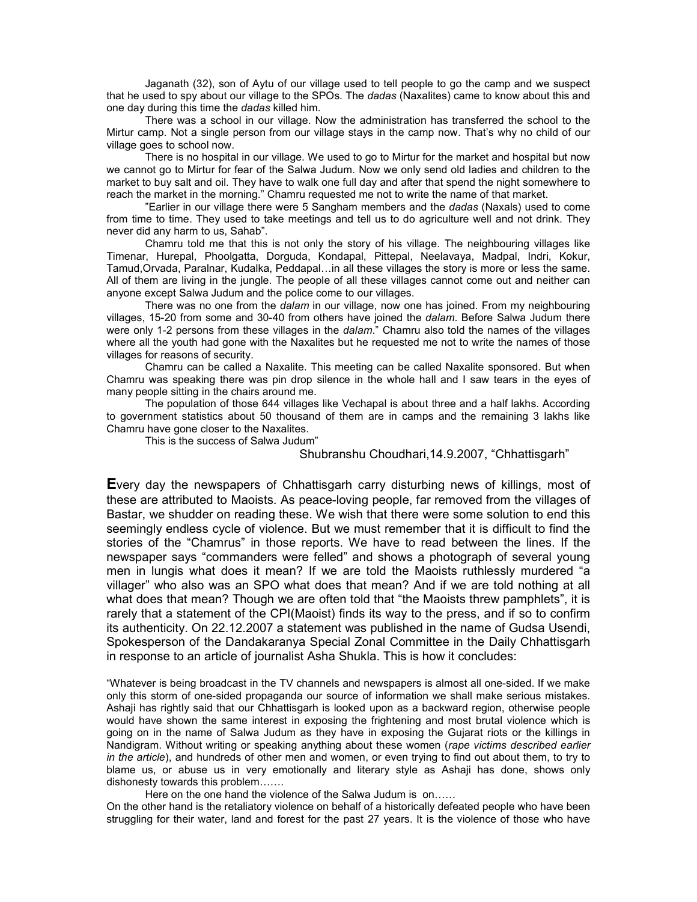Jaganath (32), son of Aytu of our village used to tell people to go the camp and we suspect that he used to spy about our village to the SPOs. The *dadas* (Naxalites) came to know about this and one day during this time the *dadas* killed him.

There was a school in our village. Now the administration has transferred the school to the Mirtur camp. Not a single person from our village stays in the camp now. That's why no child of our village goes to school now.

There is no hospital in our village. We used to go to Mirtur for the market and hospital but now we cannot go to Mirtur for fear of the Salwa Judum. Now we only send old ladies and children to the market to buy salt and oil. They have to walk one full day and after that spend the night somewhere to reach the market in the morning." Chamru requested me not to write the name of that market.

"Earlier in our village there were 5 Sangham members and the *dadas* (Naxals) used to come from time to time. They used to take meetings and tell us to do agriculture well and not drink. They never did any harm to us, Sahab".

Chamru told me that this is not only the story of his village. The neighbouring villages like Timenar, Hurepal, Phoolgatta, Dorguda, Kondapal, Pittepal, Neelavaya, Madpal, Indri, Kokur, Tamud,Orvada, Paralnar, Kudalka, Peddapal…in all these villages the story is more or less the same. All of them are living in the jungle. The people of all these villages cannot come out and neither can anyone except Salwa Judum and the police come to our villages.

There was no one from the *dalam* in our village, now one has joined. From my neighbouring villages, 15-20 from some and 30-40 from others have joined the *dalam*. Before Salwa Judum there were only 1-2 persons from these villages in the *dalam*." Chamru also told the names of the villages where all the youth had gone with the Naxalites but he requested me not to write the names of those villages for reasons of security.

Chamru can be called a Naxalite. This meeting can be called Naxalite sponsored. But when Chamru was speaking there was pin drop silence in the whole hall and I saw tears in the eyes of many people sitting in the chairs around me.

The population of those 644 villages like Vechapal is about three and a half lakhs. According to government statistics about 50 thousand of them are in camps and the remaining 3 lakhs like Chamru have gone closer to the Naxalites.

This is the success of Salwa Judum"

Shubranshu Choudhari,14.9.2007, "Chhattisgarh"

**E**very day the newspapers of Chhattisgarh carry disturbing news of killings, most of these are attributed to Maoists. As peace-loving people, far removed from the villages of Bastar, we shudder on reading these. We wish that there were some solution to end this seemingly endless cycle of violence. But we must remember that it is difficult to find the stories of the "Chamrus" in those reports. We have to read between the lines. If the newspaper says "commanders were felled" and shows a photograph of several young men in lungis what does it mean? If we are told the Maoists ruthlessly murdered "a villager" who also was an SPO what does that mean? And if we are told nothing at all what does that mean? Though we are often told that "the Maoists threw pamphlets", it is rarely that a statement of the CPI(Maoist) finds its way to the press, and if so to confirm its authenticity. On 22.12.2007 a statement was published in the name of Gudsa Usendi, Spokesperson of the Dandakaranya Special Zonal Committee in the Daily Chhattisgarh in response to an article of journalist Asha Shukla. This is how it concludes:

"Whatever is being broadcast in the TV channels and newspapers is almost all one-sided. If we make only this storm of one-sided propaganda our source of information we shall make serious mistakes. Ashaji has rightly said that our Chhattisgarh is looked upon as a backward region, otherwise people would have shown the same interest in exposing the frightening and most brutal violence which is going on in the name of Salwa Judum as they have in exposing the Gujarat riots or the killings in Nandigram. Without writing or speaking anything about these women (*rape victims described earlier in the article*), and hundreds of other men and women, or even trying to find out about them, to try to blame us, or abuse us in very emotionally and literary style as Ashaji has done, shows only dishonesty towards this problem…….

Here on the one hand the violence of the Salwa Judum is on……

On the other hand is the retaliatory violence on behalf of a historically defeated people who have been struggling for their water, land and forest for the past 27 years. It is the violence of those who have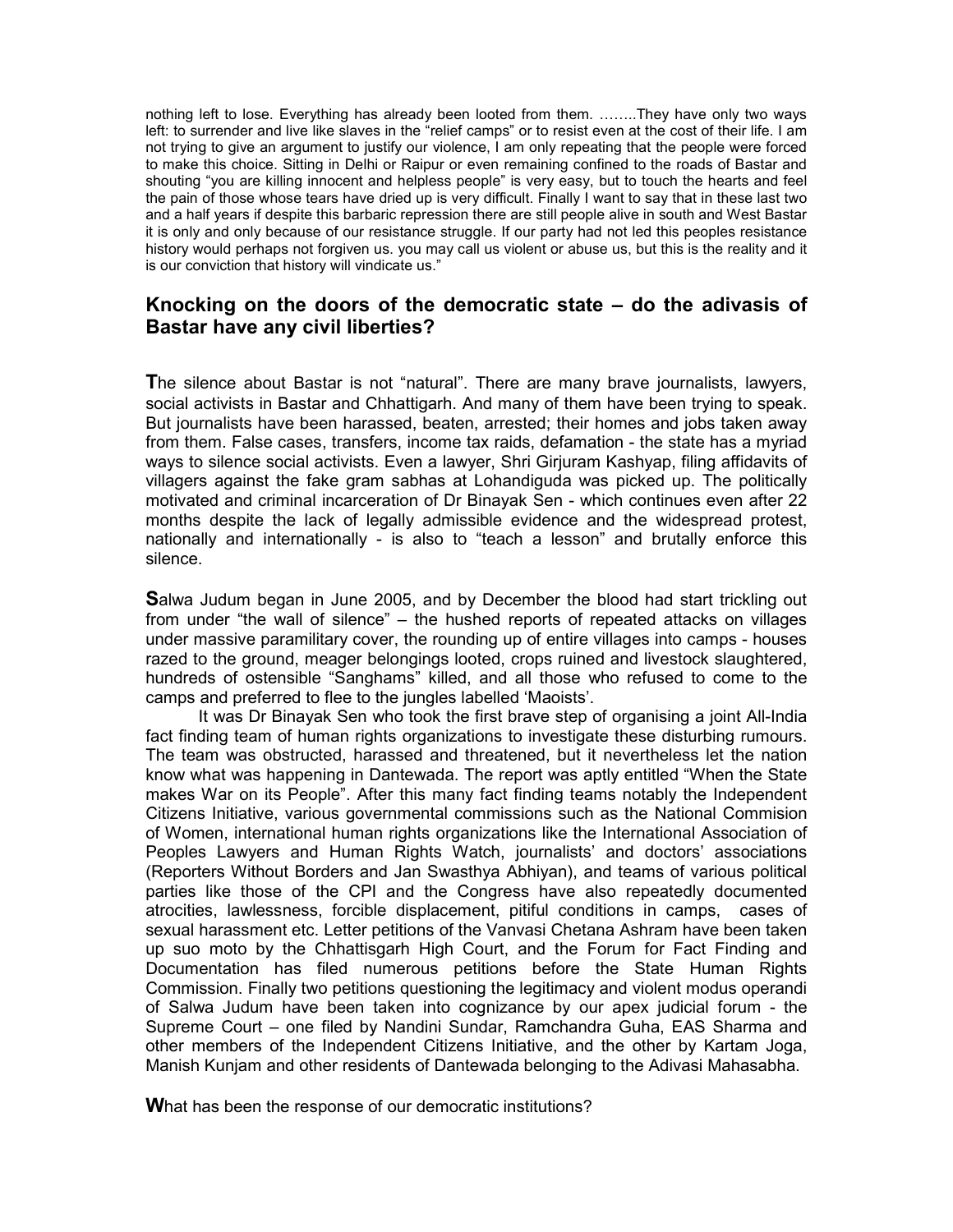nothing left to lose. Everything has already been looted from them. ……..They have only two ways left: to surrender and live like slaves in the "relief camps" or to resist even at the cost of their life. I am not trying to give an argument to justify our violence, I am only repeating that the people were forced to make this choice. Sitting in Delhi or Raipur or even remaining confined to the roads of Bastar and shouting "you are killing innocent and helpless people" is very easy, but to touch the hearts and feel the pain of those whose tears have dried up is very difficult. Finally I want to say that in these last two and a half years if despite this barbaric repression there are still people alive in south and West Bastar it is only and only because of our resistance struggle. If our party had not led this peoples resistance history would perhaps not forgiven us. you may call us violent or abuse us, but this is the reality and it is our conviction that history will vindicate us."

## Knocking on the doors of the democratic state – do the adivasis of Bastar have any civil liberties?

**T**he silence about Bastar is not "natural". There are many brave journalists, lawyers, social activists in Bastar and Chhattigarh. And many of them have been trying to speak. But journalists have been harassed, beaten, arrested; their homes and jobs taken away from them. False cases, transfers, income tax raids, defamation - the state has a myriad ways to silence social activists. Even a lawyer, Shri Girjuram Kashyap, filing affidavits of villagers against the fake gram sabhas at Lohandiguda was picked up. The politically motivated and criminal incarceration of Dr Binayak Sen - which continues even after 22 months despite the lack of legally admissible evidence and the widespread protest, nationally and internationally - is also to "teach a lesson" and brutally enforce this silence.

**S**alwa Judum began in June 2005, and by December the blood had start trickling out from under "the wall of silence" – the hushed reports of repeated attacks on villages under massive paramilitary cover, the rounding up of entire villages into camps - houses razed to the ground, meager belongings looted, crops ruined and livestock slaughtered, hundreds of ostensible "Sanghams" killed, and all those who refused to come to the camps and preferred to flee to the jungles labelled 'Maoists'.

It was Dr Binayak Sen who took the first brave step of organising a joint All-India fact finding team of human rights organizations to investigate these disturbing rumours. The team was obstructed, harassed and threatened, but it nevertheless let the nation know what was happening in Dantewada. The report was aptly entitled "When the State makes War on its People". After this many fact finding teams notably the Independent Citizens Initiative, various governmental commissions such as the National Commision of Women, international human rights organizations like the International Association of Peoples Lawyers and Human Rights Watch, journalists' and doctors' associations (Reporters Without Borders and Jan Swasthya Abhiyan), and teams of various political parties like those of the CPI and the Congress have also repeatedly documented atrocities, lawlessness, forcible displacement, pitiful conditions in camps, cases of sexual harassment etc. Letter petitions of the Vanvasi Chetana Ashram have been taken up suo moto by the Chhattisgarh High Court, and the Forum for Fact Finding and Documentation has filed numerous petitions before the State Human Rights Commission. Finally two petitions questioning the legitimacy and violent modus operandi of Salwa Judum have been taken into cognizance by our apex judicial forum - the Supreme Court – one filed by Nandini Sundar, Ramchandra Guha, EAS Sharma and other members of the Independent Citizens Initiative, and the other by Kartam Joga, Manish Kunjam and other residents of Dantewada belonging to the Adivasi Mahasabha.

**W**hat has been the response of our democratic institutions?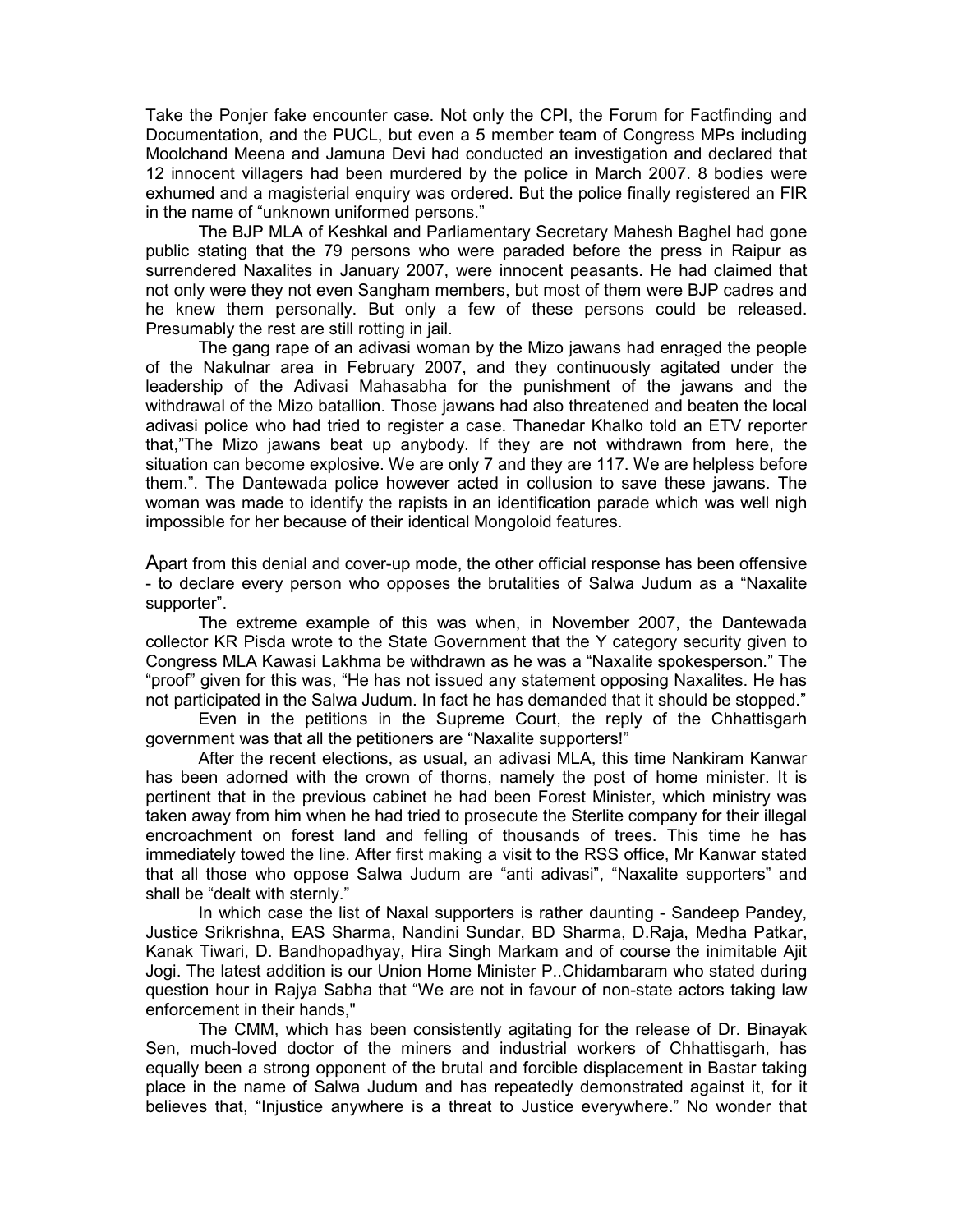Take the Ponjer fake encounter case. Not only the CPI, the Forum for Factfinding and Documentation, and the PUCL, but even a 5 member team of Congress MPs including Moolchand Meena and Jamuna Devi had conducted an investigation and declared that 12 innocent villagers had been murdered by the police in March 2007. 8 bodies were exhumed and a magisterial enquiry was ordered. But the police finally registered an FIR in the name of "unknown uniformed persons."

The BJP MLA of Keshkal and Parliamentary Secretary Mahesh Baghel had gone public stating that the 79 persons who were paraded before the press in Raipur as surrendered Naxalites in January 2007, were innocent peasants. He had claimed that not only were they not even Sangham members, but most of them were BJP cadres and he knew them personally. But only a few of these persons could be released. Presumably the rest are still rotting in jail.

The gang rape of an adivasi woman by the Mizo jawans had enraged the people of the Nakulnar area in February 2007, and they continuously agitated under the leadership of the Adivasi Mahasabha for the punishment of the jawans and the withdrawal of the Mizo batallion. Those jawans had also threatened and beaten the local adivasi police who had tried to register a case. Thanedar Khalko told an ETV reporter that,"The Mizo jawans beat up anybody. If they are not withdrawn from here, the situation can become explosive. We are only 7 and they are 117. We are helpless before them.". The Dantewada police however acted in collusion to save these jawans. The woman was made to identify the rapists in an identification parade which was well nigh impossible for her because of their identical Mongoloid features.

Apart from this denial and cover-up mode, the other official response has been offensive - to declare every person who opposes the brutalities of Salwa Judum as a "Naxalite supporter".

The extreme example of this was when, in November 2007, the Dantewada collector KR Pisda wrote to the State Government that the Y category security given to Congress MLA Kawasi Lakhma be withdrawn as he was a "Naxalite spokesperson." The "proof" given for this was, "He has not issued any statement opposing Naxalites. He has not participated in the Salwa Judum. In fact he has demanded that it should be stopped."

Even in the petitions in the Supreme Court, the reply of the Chhattisgarh government was that all the petitioners are "Naxalite supporters!"

After the recent elections, as usual, an adivasi MLA, this time Nankiram Kanwar has been adorned with the crown of thorns, namely the post of home minister. It is pertinent that in the previous cabinet he had been Forest Minister, which ministry was taken away from him when he had tried to prosecute the Sterlite company for their illegal encroachment on forest land and felling of thousands of trees. This time he has immediately towed the line. After first making a visit to the RSS office, Mr Kanwar stated that all those who oppose Salwa Judum are "anti adivasi", "Naxalite supporters" and shall be "dealt with sternly."

In which case the list of Naxal supporters is rather daunting - Sandeep Pandey, Justice Srikrishna, EAS Sharma, Nandini Sundar, BD Sharma, D.Raja, Medha Patkar, Kanak Tiwari, D. Bandhopadhyay, Hira Singh Markam and of course the inimitable Ajit Jogi. The latest addition is our Union Home Minister P..Chidambaram who stated during question hour in Rajya Sabha that "We are not in favour of non-state actors taking law enforcement in their hands,"

The CMM, which has been consistently agitating for the release of Dr. Binayak Sen, much-loved doctor of the miners and industrial workers of Chhattisgarh, has equally been a strong opponent of the brutal and forcible displacement in Bastar taking place in the name of Salwa Judum and has repeatedly demonstrated against it, for it believes that, "Injustice anywhere is a threat to Justice everywhere." No wonder that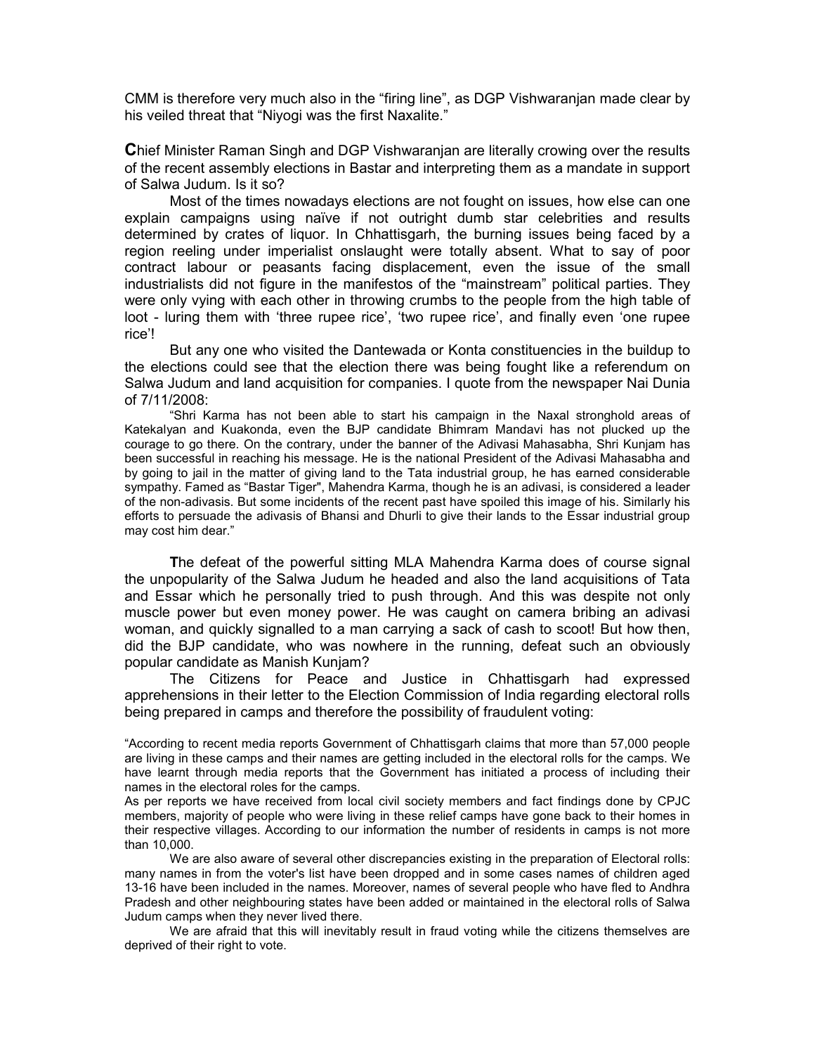CMM is therefore very much also in the "firing line", as DGP Vishwaranjan made clear by his veiled threat that "Niyogi was the first Naxalite."

**C**hief Minister Raman Singh and DGP Vishwaranjan are literally crowing over the results of the recent assembly elections in Bastar and interpreting them as a mandate in support of Salwa Judum. Is it so?

Most of the times nowadays elections are not fought on issues, how else can one explain campaigns using naïve if not outright dumb star celebrities and results determined by crates of liquor. In Chhattisgarh, the burning issues being faced by a region reeling under imperialist onslaught were totally absent. What to say of poor contract labour or peasants facing displacement, even the issue of the small industrialists did not figure in the manifestos of the "mainstream" political parties. They were only vying with each other in throwing crumbs to the people from the high table of loot - luring them with 'three rupee rice', 'two rupee rice', and finally even 'one rupee rice'!

But any one who visited the Dantewada or Konta constituencies in the buildup to the elections could see that the election there was being fought like a referendum on Salwa Judum and land acquisition for companies. I quote from the newspaper Nai Dunia of 7/11/2008:

> "Shri Karma has not been able to start his campaign in the Naxal stronghold areas of Katekalyan and Kuakonda, even the BJP candidate Bhimram Mandavi has not plucked up the courage to go there. On the contrary, under the banner of the Adivasi Mahasabha, Shri Kunjam has been successful in reaching his message. He is the national President of the Adivasi Mahasabha and by going to jail in the matter of giving land to the Tata industrial group, he has earned considerable sympathy. Famed as "Bastar Tiger", Mahendra Karma, though he is an adivasi, is considered a leader of the non-adivasis. But some incidents of the recent past have spoiled this image of his. Similarly his efforts to persuade the adivasis of Bhansi and Dhurli to give their lands to the Essar industrial group may cost him dear."

**T**he defeat of the powerful sitting MLA Mahendra Karma does of course signal the unpopularity of the Salwa Judum he headed and also the land acquisitions of Tata and Essar which he personally tried to push through. And this was despite not only muscle power but even money power. He was caught on camera bribing an adivasi woman, and quickly signalled to a man carrying a sack of cash to scoot! But how then, did the BJP candidate, who was nowhere in the running, defeat such an obviously popular candidate as Manish Kunjam?

The Citizens for Peace and Justice in Chhattisgarh had expressed apprehensions in their letter to the Election Commission of India regarding electoral rolls being prepared in camps and therefore the possibility of fraudulent voting:

> "According to recent media reports Government of Chhattisgarh claims that more than 57,000 people are living in these camps and their names are getting included in the electoral rolls for the camps. We have learnt through media reports that the Government has initiated a process of including their names in the electoral roles for the camps.
>
> As per reports we have received from local civil society members and fact findings done by CPJC members, majority of people who were living in these relief camps have gone back to their homes in their respective villages. According to our information the number of residents in camps is not more than 10,000.
>
> We are also aware of several other discrepancies existing in the preparation of Electoral rolls: many names in from the voter's list have been dropped and in some cases names of children aged 13-16 have been included in the names. Moreover, names of several people who have fled to Andhra Pradesh and other neighbouring states have been added or maintained in the electoral rolls of Salwa Judum camps when they never lived there.
>
> We are afraid that this will inevitably result in fraud voting while the citizens themselves are deprived of their right to vote.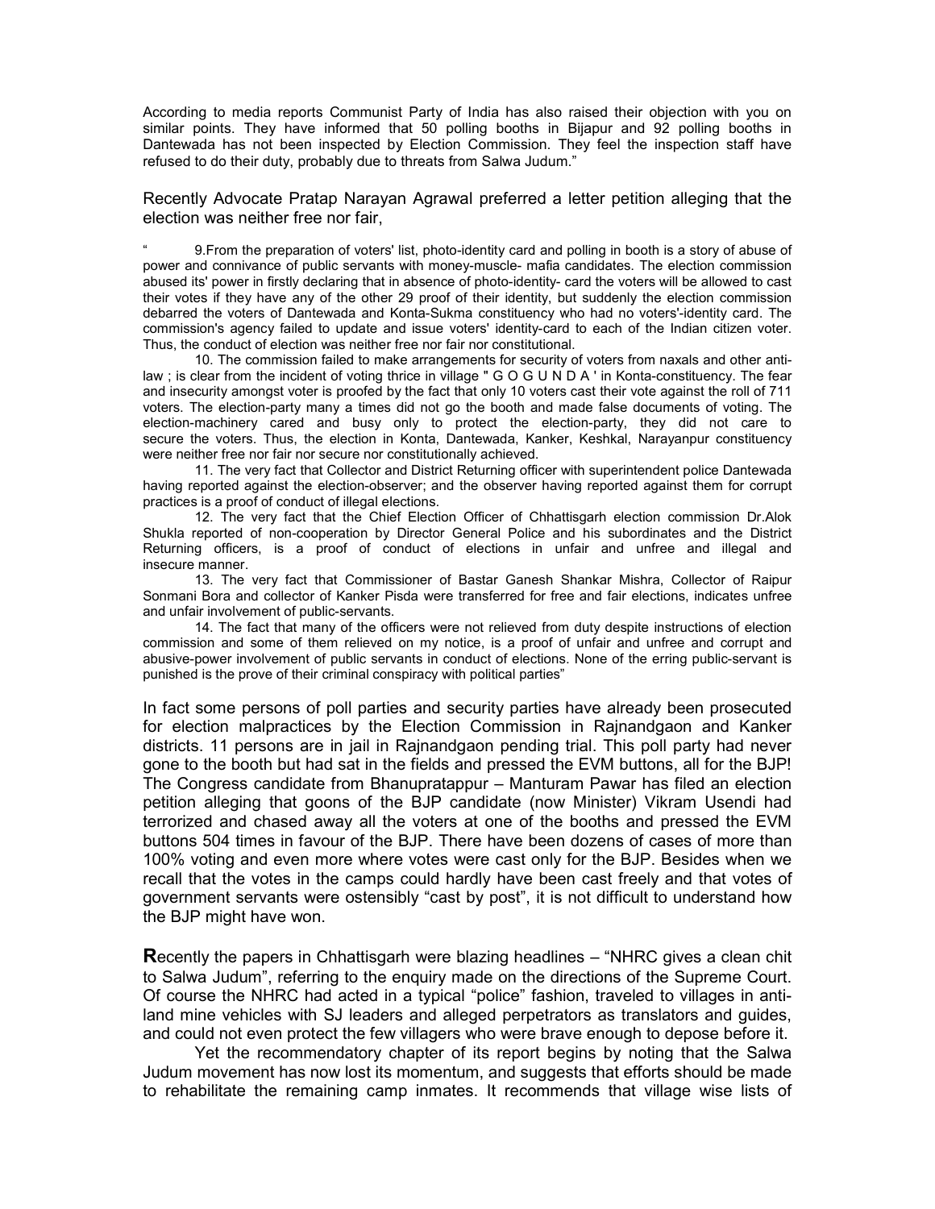According to media reports Communist Party of India has also raised their objection with you on similar points. They have informed that 50 polling booths in Bijapur and 92 polling booths in Dantewada has not been inspected by Election Commission. They feel the inspection staff have refused to do their duty, probably due to threats from Salwa Judum."

Recently Advocate Pratap Narayan Agrawal preferred a letter petition alleging that the election was neither free nor fair,

" 9.From the preparation of voters' list, photo-identity card and polling in booth is a story of abuse of power and connivance of public servants with money-muscle- mafia candidates. The election commission abused its' power in firstly declaring that in absence of photo-identity- card the voters will be allowed to cast their votes if they have any of the other 29 proof of their identity, but suddenly the election commission debarred the voters of Dantewada and Konta-Sukma constituency who had no voters'-identity card. The commission's agency failed to update and issue voters' identity-card to each of the Indian citizen voter. Thus, the conduct of election was neither free nor fair nor constitutional.

10. The commission failed to make arrangements for security of voters from naxals and other anti-law ; is clear from the incident of voting thrice in village " G O G U N D A ' in Konta-constituency. The fear and insecurity amongst voter is proofed by the fact that only 10 voters cast their vote against the roll of 711 voters. The election-party many a times did not go the booth and made false documents of voting. The election-machinery cared and busy only to protect the election-party, they did not care to secure the voters. Thus, the election in Konta, Dantewada, Kanker, Keshkal, Narayanpur constituency were neither free nor fair nor secure nor constitutionally achieved.

11. The very fact that Collector and District Returning officer with superintendent police Dantewada having reported against the election-observer; and the observer having reported against them for corrupt practices is a proof of conduct of illegal elections.

12. The very fact that the Chief Election Officer of Chhattisgarh election commission Dr.Alok Shukla reported of non-cooperation by Director General Police and his subordinates and the District Returning officers, is a proof of conduct of elections in unfair and unfree and illegal and insecure manner.

13. The very fact that Commissioner of Bastar Ganesh Shankar Mishra, Collector of Raipur Sonmani Bora and collector of Kanker Pisda were transferred for free and fair elections, indicates unfree and unfair involvement of public-servants.

14. The fact that many of the officers were not relieved from duty despite instructions of election commission and some of them relieved on my notice, is a proof of unfair and unfree and corrupt and abusive-power involvement of public servants in conduct of elections. None of the erring public-servant is punished is the prove of their criminal conspiracy with political parties"

In fact some persons of poll parties and security parties have already been prosecuted for election malpractices by the Election Commission in Rajnandgaon and Kanker districts. 11 persons are in jail in Rajnandgaon pending trial. This poll party had never gone to the booth but had sat in the fields and pressed the EVM buttons, all for the BJP! The Congress candidate from Bhanupratappur – Manturam Pawar has filed an election petition alleging that goons of the BJP candidate (now Minister) Vikram Usendi had terrorized and chased away all the voters at one of the booths and pressed the EVM buttons 504 times in favour of the BJP. There have been dozens of cases of more than 100% voting and even more where votes were cast only for the BJP. Besides when we recall that the votes in the camps could hardly have been cast freely and that votes of government servants were ostensibly "cast by post", it is not difficult to understand how the BJP might have won.

**R**ecently the papers in Chhattisgarh were blazing headlines – "NHRC gives a clean chit to Salwa Judum", referring to the enquiry made on the directions of the Supreme Court. Of course the NHRC had acted in a typical "police" fashion, traveled to villages in anti-land mine vehicles with SJ leaders and alleged perpetrators as translators and guides, and could not even protect the few villagers who were brave enough to depose before it.

Yet the recommendatory chapter of its report begins by noting that the Salwa Judum movement has now lost its momentum, and suggests that efforts should be made to rehabilitate the remaining camp inmates. It recommends that village wise lists of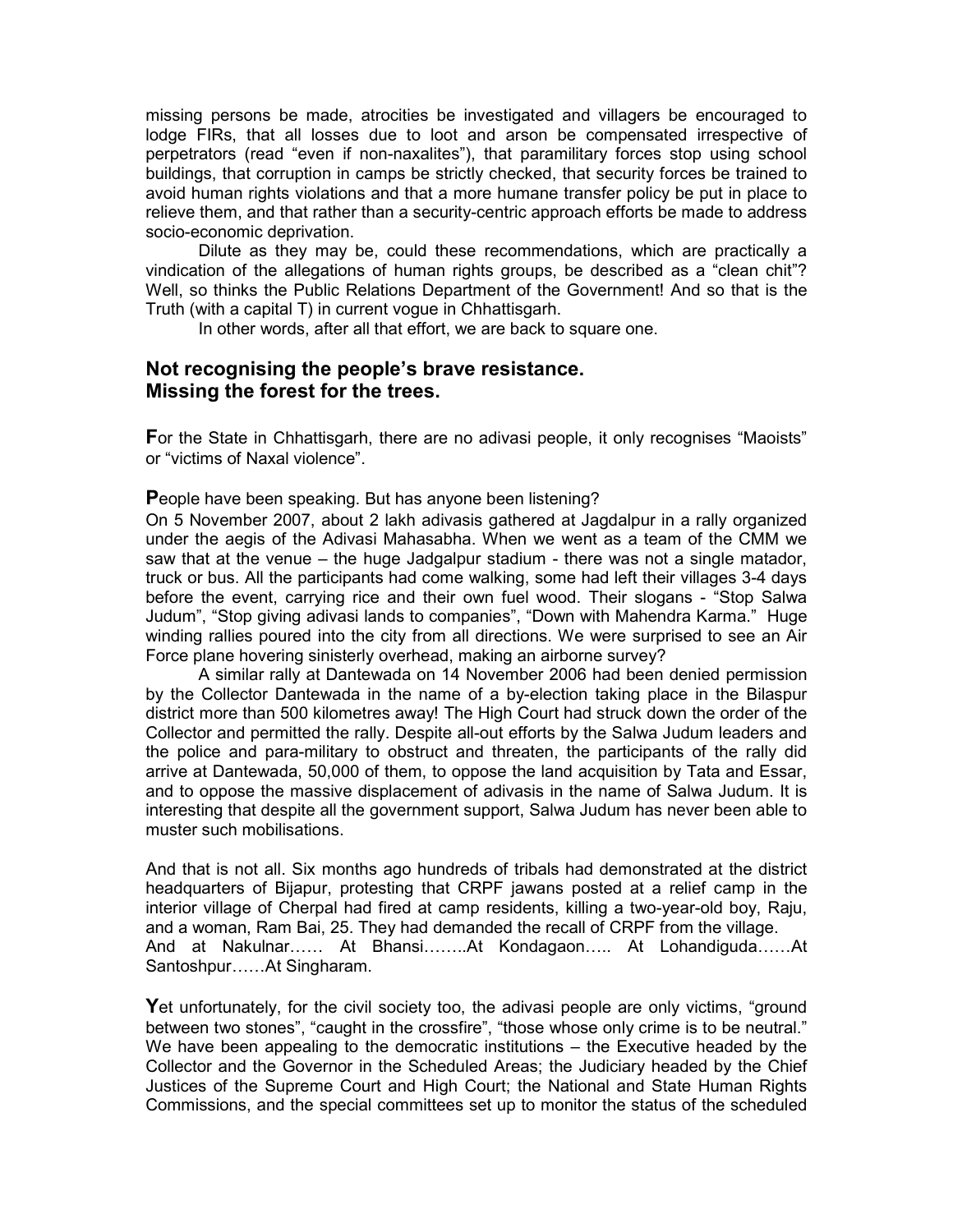missing persons be made, atrocities be investigated and villagers be encouraged to lodge FIRs, that all losses due to loot and arson be compensated irrespective of perpetrators (read "even if non-naxalites"), that paramilitary forces stop using school buildings, that corruption in camps be strictly checked, that security forces be trained to avoid human rights violations and that a more humane transfer policy be put in place to relieve them, and that rather than a security-centric approach efforts be made to address socio-economic deprivation.

Dilute as they may be, could these recommendations, which are practically a vindication of the allegations of human rights groups, be described as a "clean chit"? Well, so thinks the Public Relations Department of the Government! And so that is the Truth (with a capital T) in current vogue in Chhattisgarh.

In other words, after all that effort, we are back to square one.

## Not recognising the people's brave resistance.
## Missing the forest for the trees.

**F**or the State in Chhattisgarh, there are no adivasi people, it only recognises "Maoists" or "victims of Naxal violence".

**P**eople have been speaking. But has anyone been listening?

On 5 November 2007, about 2 lakh adivasis gathered at Jagdalpur in a rally organized under the aegis of the Adivasi Mahasabha. When we went as a team of the CMM we saw that at the venue – the huge Jadgalpur stadium - there was not a single matador, truck or bus. All the participants had come walking, some had left their villages 3-4 days before the event, carrying rice and their own fuel wood. Their slogans - "Stop Salwa Judum", "Stop giving adivasi lands to companies", "Down with Mahendra Karma." Huge winding rallies poured into the city from all directions. We were surprised to see an Air Force plane hovering sinisterly overhead, making an airborne survey?

A similar rally at Dantewada on 14 November 2006 had been denied permission by the Collector Dantewada in the name of a by-election taking place in the Bilaspur district more than 500 kilometres away! The High Court had struck down the order of the Collector and permitted the rally. Despite all-out efforts by the Salwa Judum leaders and the police and para-military to obstruct and threaten, the participants of the rally did arrive at Dantewada, 50,000 of them, to oppose the land acquisition by Tata and Essar, and to oppose the massive displacement of adivasis in the name of Salwa Judum. It is interesting that despite all the government support, Salwa Judum has never been able to muster such mobilisations.

And that is not all. Six months ago hundreds of tribals had demonstrated at the district headquarters of Bijapur, protesting that CRPF jawans posted at a relief camp in the interior village of Cherpal had fired at camp residents, killing a two-year-old boy, Raju, and a woman, Ram Bai, 25. They had demanded the recall of CRPF from the village.
And at Nakulnar…… At Bhansi……..At Kondagaon….. At Lohandiguda……At Santoshpur……At Singharam.

**Y**et unfortunately, for the civil society too, the adivasi people are only victims, "ground between two stones", "caught in the crossfire", "those whose only crime is to be neutral." We have been appealing to the democratic institutions – the Executive headed by the Collector and the Governor in the Scheduled Areas; the Judiciary headed by the Chief Justices of the Supreme Court and High Court; the National and State Human Rights Commissions, and the special committees set up to monitor the status of the scheduled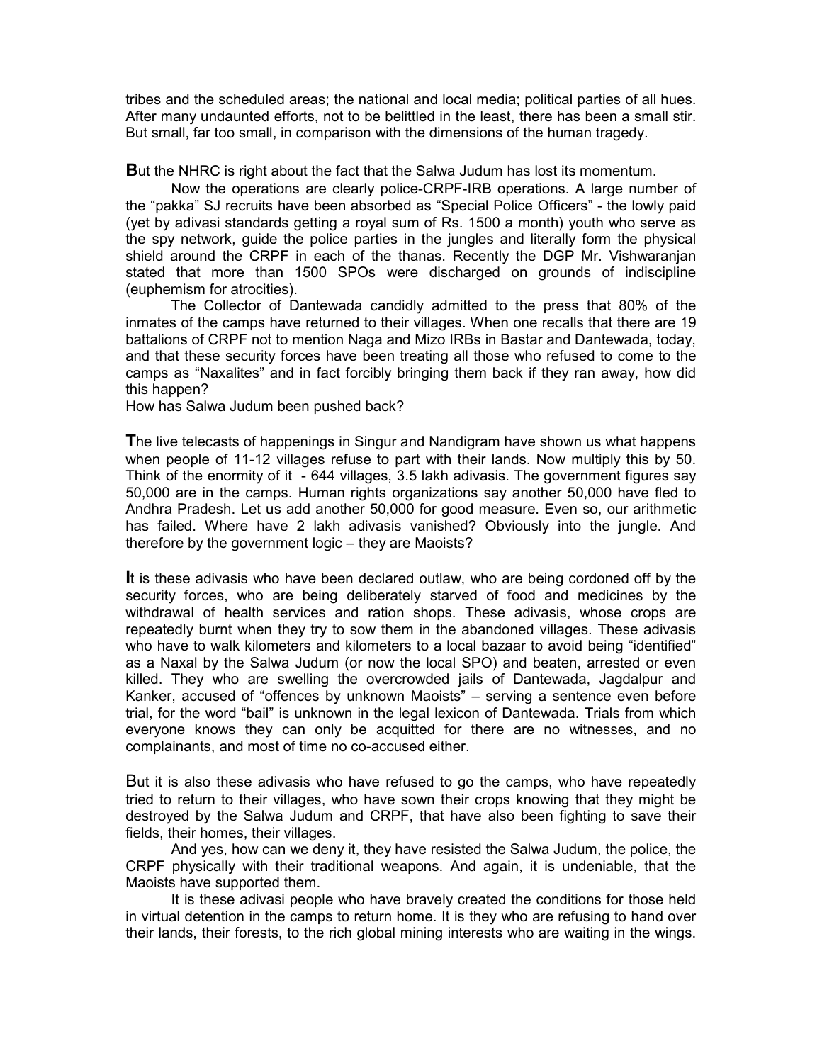tribes and the scheduled areas; the national and local media; political parties of all hues. After many undaunted efforts, not to be belittled in the least, there has been a small stir. But small, far too small, in comparison with the dimensions of the human tragedy.

**B**ut the NHRC is right about the fact that the Salwa Judum has lost its momentum.

Now the operations are clearly police-CRPF-IRB operations. A large number of the "pakka" SJ recruits have been absorbed as "Special Police Officers" - the lowly paid (yet by adivasi standards getting a royal sum of Rs. 1500 a month) youth who serve as the spy network, guide the police parties in the jungles and literally form the physical shield around the CRPF in each of the thanas. Recently the DGP Mr. Vishwaranjan stated that more than 1500 SPOs were discharged on grounds of indiscipline (euphemism for atrocities).

The Collector of Dantewada candidly admitted to the press that 80% of the inmates of the camps have returned to their villages. When one recalls that there are 19 battalions of CRPF not to mention Naga and Mizo IRBs in Bastar and Dantewada, today, and that these security forces have been treating all those who refused to come to the camps as "Naxalites" and in fact forcibly bringing them back if they ran away, how did this happen?

How has Salwa Judum been pushed back?

**T**he live telecasts of happenings in Singur and Nandigram have shown us what happens when people of 11-12 villages refuse to part with their lands. Now multiply this by 50. Think of the enormity of it - 644 villages, 3.5 lakh adivasis. The government figures say 50,000 are in the camps. Human rights organizations say another 50,000 have fled to Andhra Pradesh. Let us add another 50,000 for good measure. Even so, our arithmetic has failed. Where have 2 lakh adivasis vanished? Obviously into the jungle. And therefore by the government logic – they are Maoists?

**I**t is these adivasis who have been declared outlaw, who are being cordoned off by the security forces, who are being deliberately starved of food and medicines by the withdrawal of health services and ration shops. These adivasis, whose crops are repeatedly burnt when they try to sow them in the abandoned villages. These adivasis who have to walk kilometers and kilometers to a local bazaar to avoid being "identified" as a Naxal by the Salwa Judum (or now the local SPO) and beaten, arrested or even killed. They who are swelling the overcrowded jails of Dantewada, Jagdalpur and Kanker, accused of "offences by unknown Maoists" – serving a sentence even before trial, for the word "bail" is unknown in the legal lexicon of Dantewada. Trials from which everyone knows they can only be acquitted for there are no witnesses, and no complainants, and most of time no co-accused either.

But it is also these adivasis who have refused to go the camps, who have repeatedly tried to return to their villages, who have sown their crops knowing that they might be destroyed by the Salwa Judum and CRPF, that have also been fighting to save their fields, their homes, their villages.

And yes, how can we deny it, they have resisted the Salwa Judum, the police, the CRPF physically with their traditional weapons. And again, it is undeniable, that the Maoists have supported them.

It is these adivasi people who have bravely created the conditions for those held in virtual detention in the camps to return home. It is they who are refusing to hand over their lands, their forests, to the rich global mining interests who are waiting in the wings.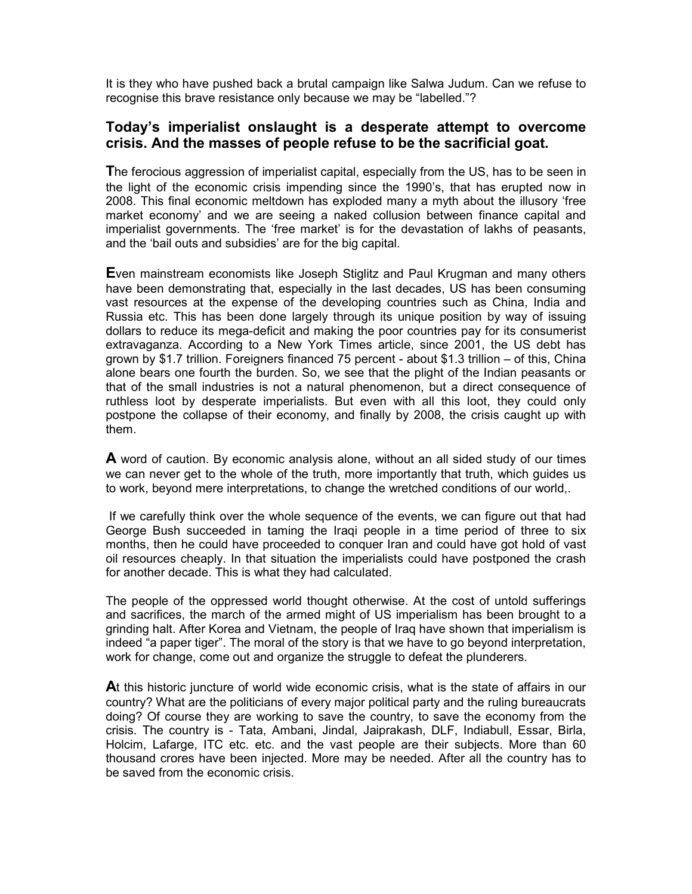It is they who have pushed back a brutal campaign like Salwa Judum. Can we refuse to recognise this brave resistance only because we may be "labelled."?

## Today's imperialist onslaught is a desperate attempt to overcome crisis. And the masses of people refuse to be the sacrificial goat.

**T**he ferocious aggression of imperialist capital, especially from the US, has to be seen in the light of the economic crisis impending since the 1990's, that has erupted now in 2008. This final economic meltdown has exploded many a myth about the illusory 'free market economy' and we are seeing a naked collusion between finance capital and imperialist governments. The 'free market' is for the devastation of lakhs of peasants, and the 'bail outs and subsidies' are for the big capital.

**E**ven mainstream economists like Joseph Stiglitz and Paul Krugman and many others have been demonstrating that, especially in the last decades, US has been consuming vast resources at the expense of the developing countries such as China, India and Russia etc. This has been done largely through its unique position by way of issuing dollars to reduce its mega-deficit and making the poor countries pay for its consumerist extravaganza. According to a New York Times article, since 2001, the US debt has grown by $1.7 trillion. Foreigners financed 75 percent - about $1.3 trillion – of this, China alone bears one fourth the burden. So, we see that the plight of the Indian peasants or that of the small industries is not a natural phenomenon, but a direct consequence of ruthless loot by desperate imperialists. But even with all this loot, they could only postpone the collapse of their economy, and finally by 2008, the crisis caught up with them.

**A** word of caution. By economic analysis alone, without an all sided study of our times we can never get to the whole of the truth, more importantly that truth, which guides us to work, beyond mere interpretations, to change the wretched conditions of our world,.

If we carefully think over the whole sequence of the events, we can figure out that had George Bush succeeded in taming the Iraqi people in a time period of three to six months, then he could have proceeded to conquer Iran and could have got hold of vast oil resources cheaply. In that situation the imperialists could have postponed the crash for another decade. This is what they had calculated.

The people of the oppressed world thought otherwise. At the cost of untold sufferings and sacrifices, the march of the armed might of US imperialism has been brought to a grinding halt. After Korea and Vietnam, the people of Iraq have shown that imperialism is indeed "a paper tiger". The moral of the story is that we have to go beyond interpretation, work for change, come out and organize the struggle to defeat the plunderers.

**A**t this historic juncture of world wide economic crisis, what is the state of affairs in our country? What are the politicians of every major political party and the ruling bureaucrats doing? Of course they are working to save the country, to save the economy from the crisis. The country is - Tata, Ambani, Jindal, Jaiprakash, DLF, Indiabull, Essar, Birla, Holcim, Lafarge, ITC etc. etc. and the vast people are their subjects. More than 60 thousand crores have been injected. More may be needed. After all the country has to be saved from the economic crisis.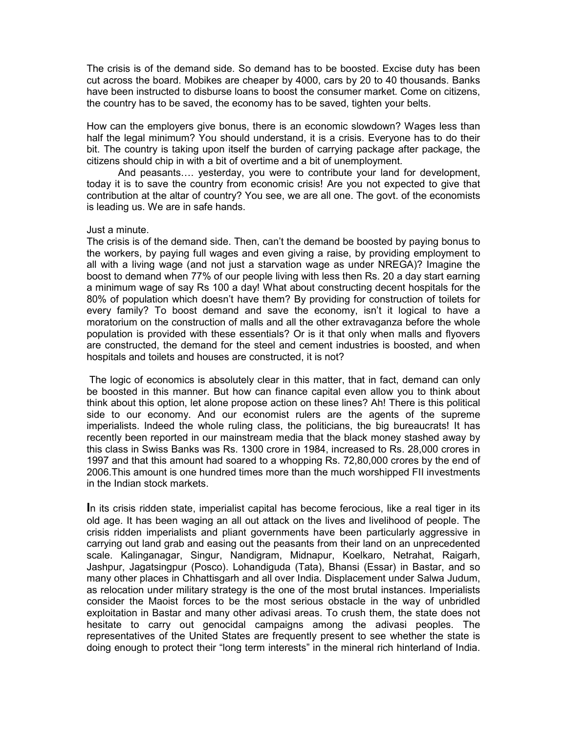The crisis is of the demand side. So demand has to be boosted. Excise duty has been cut across the board. Mobikes are cheaper by 4000, cars by 20 to 40 thousands. Banks have been instructed to disburse loans to boost the consumer market. Come on citizens, the country has to be saved, the economy has to be saved, tighten your belts.

How can the employers give bonus, there is an economic slowdown? Wages less than half the legal minimum? You should understand, it is a crisis. Everyone has to do their bit. The country is taking upon itself the burden of carrying package after package, the citizens should chip in with a bit of overtime and a bit of unemployment.

And peasants…. yesterday, you were to contribute your land for development, today it is to save the country from economic crisis! Are you not expected to give that contribution at the altar of country? You see, we are all one. The govt. of the economists is leading us. We are in safe hands.

Just a minute.

The crisis is of the demand side. Then, can't the demand be boosted by paying bonus to the workers, by paying full wages and even giving a raise, by providing employment to all with a living wage (and not just a starvation wage as under NREGA)? Imagine the boost to demand when 77% of our people living with less then Rs. 20 a day start earning a minimum wage of say Rs 100 a day! What about constructing decent hospitals for the 80% of population which doesn't have them? By providing for construction of toilets for every family? To boost demand and save the economy, isn't it logical to have a moratorium on the construction of malls and all the other extravaganza before the whole population is provided with these essentials? Or is it that only when malls and flyovers are constructed, the demand for the steel and cement industries is boosted, and when hospitals and toilets and houses are constructed, it is not?

The logic of economics is absolutely clear in this matter, that in fact, demand can only be boosted in this manner. But how can finance capital even allow you to think about think about this option, let alone propose action on these lines? Ah! There is this political side to our economy. And our economist rulers are the agents of the supreme imperialists. Indeed the whole ruling class, the politicians, the big bureaucrats! It has recently been reported in our mainstream media that the black money stashed away by this class in Swiss Banks was Rs. 1300 crore in 1984, increased to Rs. 28,000 crores in 1997 and that this amount had soared to a whopping Rs. 72,80,000 crores by the end of 2006.This amount is one hundred times more than the much worshipped FII investments in the Indian stock markets.

**I**n its crisis ridden state, imperialist capital has become ferocious, like a real tiger in its old age. It has been waging an all out attack on the lives and livelihood of people. The crisis ridden imperialists and pliant governments have been particularly aggressive in carrying out land grab and easing out the peasants from their land on an unprecedented scale. Kalinganagar, Singur, Nandigram, Midnapur, Koelkaro, Netrahat, Raigarh, Jashpur, Jagatsingpur (Posco). Lohandiguda (Tata), Bhansi (Essar) in Bastar, and so many other places in Chhattisgarh and all over India. Displacement under Salwa Judum, as relocation under military strategy is the one of the most brutal instances. Imperialists consider the Maoist forces to be the most serious obstacle in the way of unbridled exploitation in Bastar and many other adivasi areas. To crush them, the state does not hesitate to carry out genocidal campaigns among the adivasi peoples. The representatives of the United States are frequently present to see whether the state is doing enough to protect their "long term interests" in the mineral rich hinterland of India.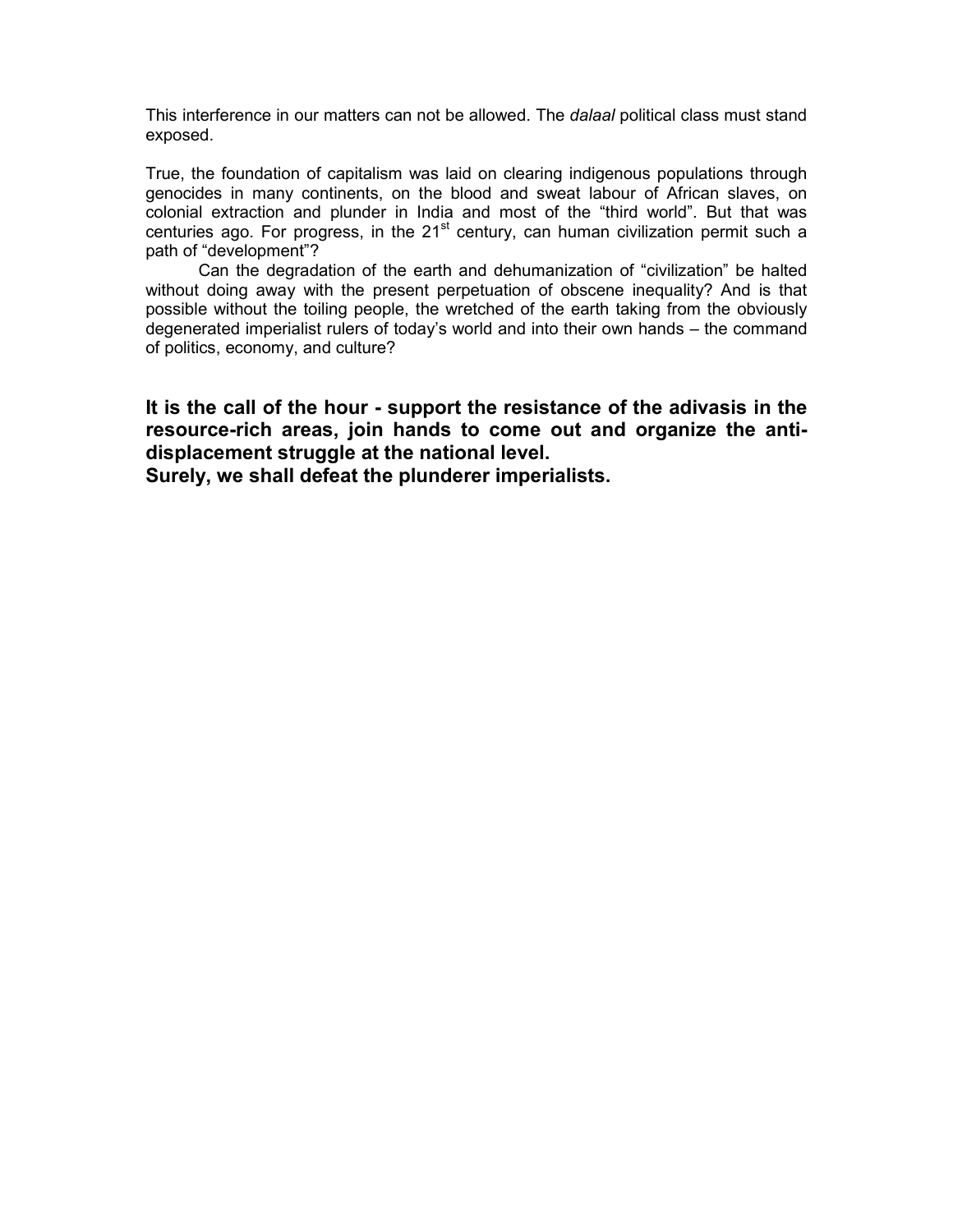This interference in our matters can not be allowed. The *dalaal* political class must stand exposed.

True, the foundation of capitalism was laid on clearing indigenous populations through genocides in many continents, on the blood and sweat labour of African slaves, on colonial extraction and plunder in India and most of the "third world". But that was centuries ago. For progress, in the 21st century, can human civilization permit such a path of "development"?

Can the degradation of the earth and dehumanization of "civilization" be halted without doing away with the present perpetuation of obscene inequality? And is that possible without the toiling people, the wretched of the earth taking from the obviously degenerated imperialist rulers of today's world and into their own hands – the command of politics, economy, and culture?

**It is the call of the hour - support the resistance of the adivasis in the resource-rich areas, join hands to come out and organize the anti-displacement struggle at the national level.**
**Surely, we shall defeat the plunderer imperialists.**